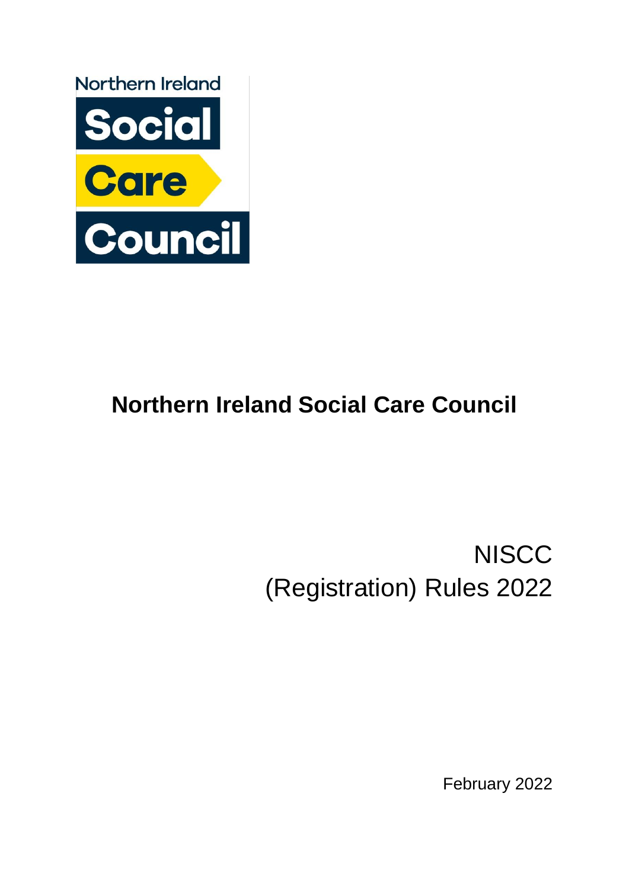Northern Ireland

Social

Care

Council

# Northern Ireland Social Care Council

NISCC
(Registration) Rules 2022

February 2022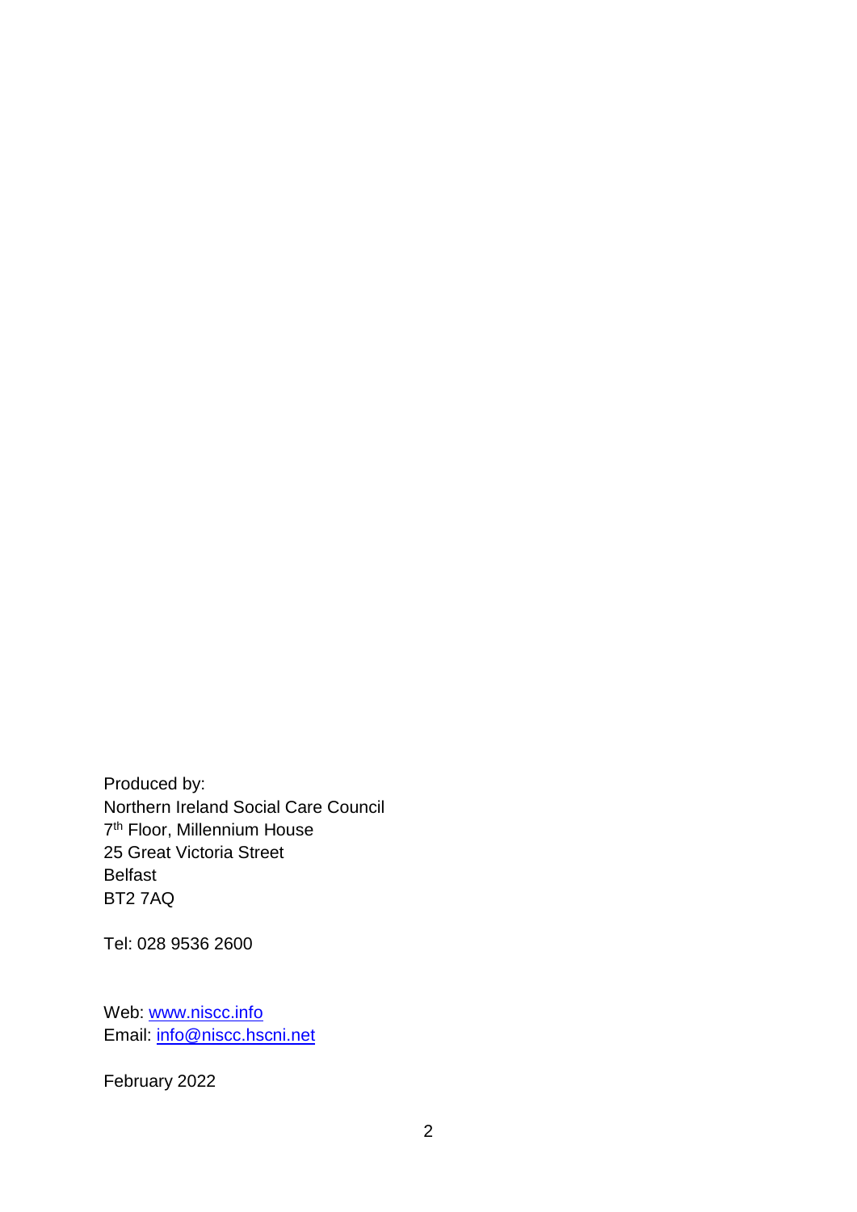Produced by:
Northern Ireland Social Care Council
7th Floor, Millennium House
25 Great Victoria Street
Belfast
BT2 7AQ

Tel: 028 9536 2600

Web: www.niscc.info
Email: info@niscc.hscni.net

February 2022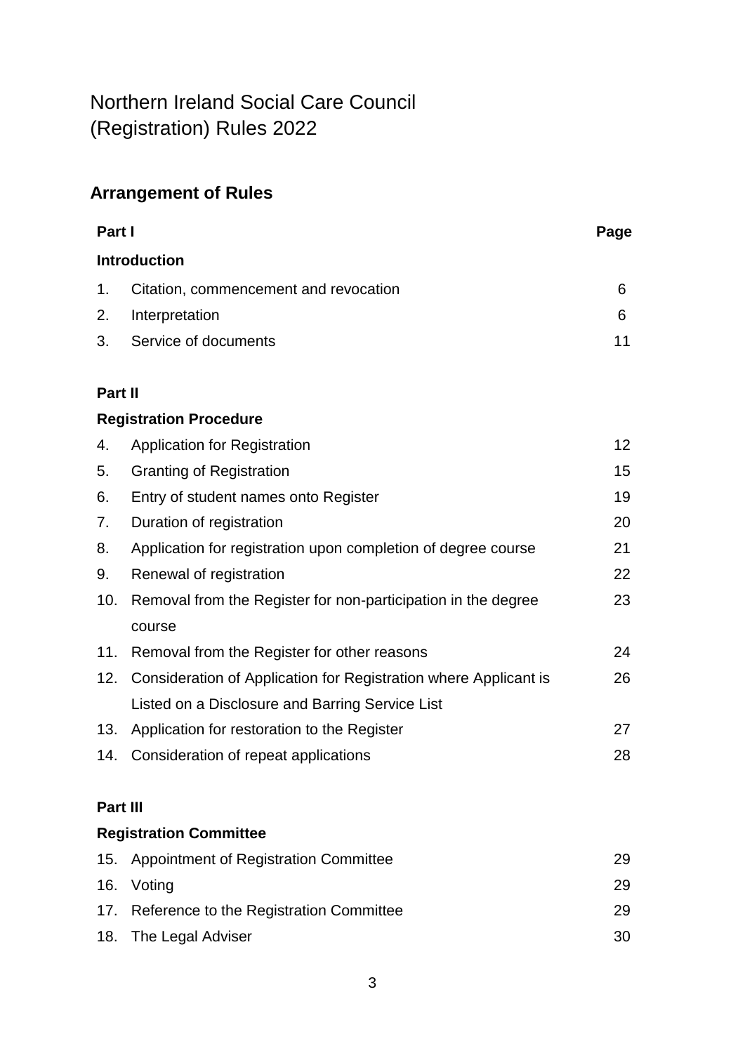# Northern Ireland Social Care Council (Registration) Rules 2022

## Arrangement of Rules

| | | |
|---|---|---|
| **Part I** | | **Page** |
| **Introduction** | | |
| 1. | Citation, commencement and revocation | 6 |
| 2. | Interpretation | 6 |
| 3. | Service of documents | 11 |
| **Part II** | | |
| **Registration Procedure** | | |
| 4. | Application for Registration | 12 |
| 5. | Granting of Registration | 15 |
| 6. | Entry of student names onto Register | 19 |
| 7. | Duration of registration | 20 |
| 8. | Application for registration upon completion of degree course | 21 |
| 9. | Renewal of registration | 22 |
| 10. | Removal from the Register for non-participation in the degree course | 23 |
| 11. | Removal from the Register for other reasons | 24 |
| 12. | Consideration of Application for Registration where Applicant is Listed on a Disclosure and Barring Service List | 26 |
| 13. | Application for restoration to the Register | 27 |
| 14. | Consideration of repeat applications | 28 |
| **Part III** | | |
| **Registration Committee** | | |
| 15. | Appointment of Registration Committee | 29 |
| 16. | Voting | 29 |
| 17. | Reference to the Registration Committee | 29 |
| 18. | The Legal Adviser | 30 |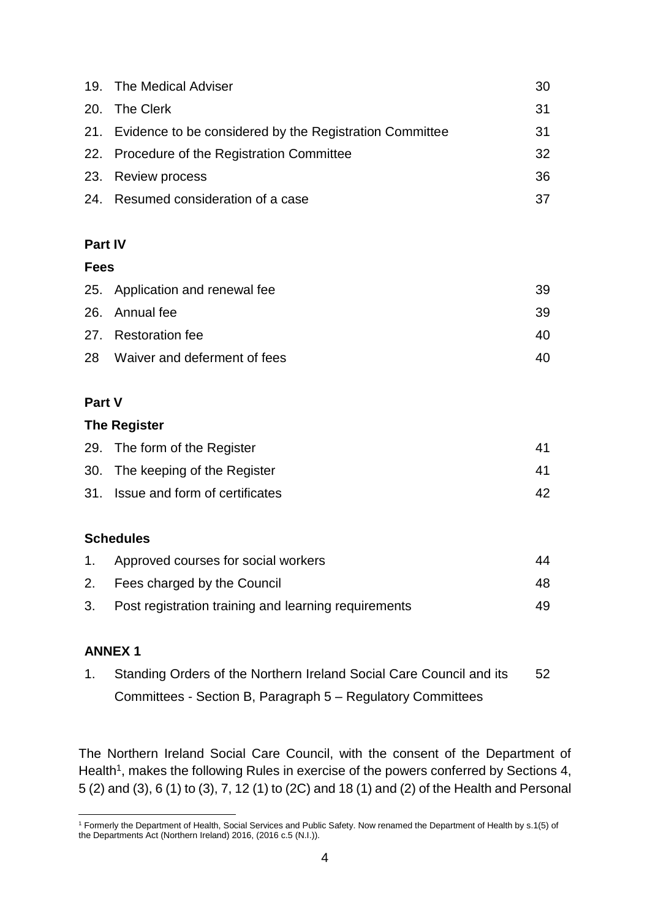| | | |
|---|---|---|
| 19. | The Medical Adviser | 30 |
| 20. | The Clerk | 31 |
| 21. | Evidence to be considered by the Registration Committee | 31 |
| 22. | Procedure of the Registration Committee | 32 |
| 23. | Review process | 36 |
| 24. | Resumed consideration of a case | 37 |

**Part IV**

**Fees**

| | | |
|---|---|---|
| 25. | Application and renewal fee | 39 |
| 26. | Annual fee | 39 |
| 27. | Restoration fee | 40 |
| 28 | Waiver and deferment of fees | 40 |

**Part V**

**The Register**

| | | |
|---|---|---|
| 29. | The form of the Register | 41 |
| 30. | The keeping of the Register | 41 |
| 31. | Issue and form of certificates | 42 |

**Schedules**

| | | |
|---|---|---|
| 1. | Approved courses for social workers | 44 |
| 2. | Fees charged by the Council | 48 |
| 3. | Post registration training and learning requirements | 49 |

**ANNEX 1**

| | | |
|---|---|---|
| 1. | Standing Orders of the Northern Ireland Social Care Council and its Committees - Section B, Paragraph 5 – Regulatory Committees | 52 |

The Northern Ireland Social Care Council, with the consent of the Department of Health[1], makes the following Rules in exercise of the powers conferred by Sections 4, 5 (2) and (3), 6 (1) to (3), 7, 12 (1) to (2C) and 18 (1) and (2) of the Health and Personal

[1] Formerly the Department of Health, Social Services and Public Safety. Now renamed the Department of Health by s.1(5) of the Departments Act (Northern Ireland) 2016, (2016 c.5 (N.I.)).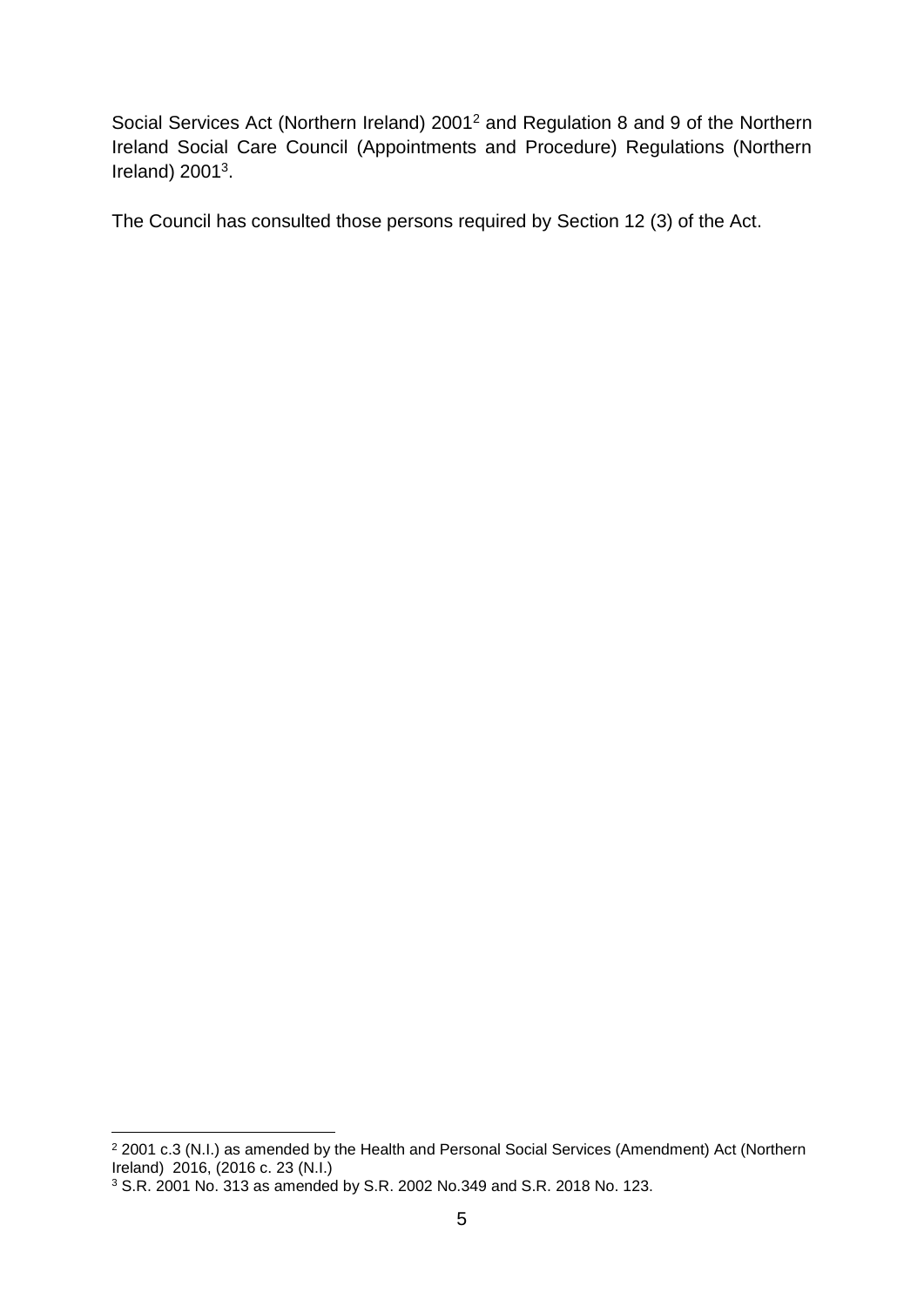Social Services Act (Northern Ireland) 2001[2] and Regulation 8 and 9 of the Northern Ireland Social Care Council (Appointments and Procedure) Regulations (Northern Ireland) 2001[3].

The Council has consulted those persons required by Section 12 (3) of the Act.

---

[2] 2001 c.3 (N.I.) as amended by the Health and Personal Social Services (Amendment) Act (Northern Ireland) 2016, (2016 c. 23 (N.I.)

[3] S.R. 2001 No. 313 as amended by S.R. 2002 No.349 and S.R. 2018 No. 123.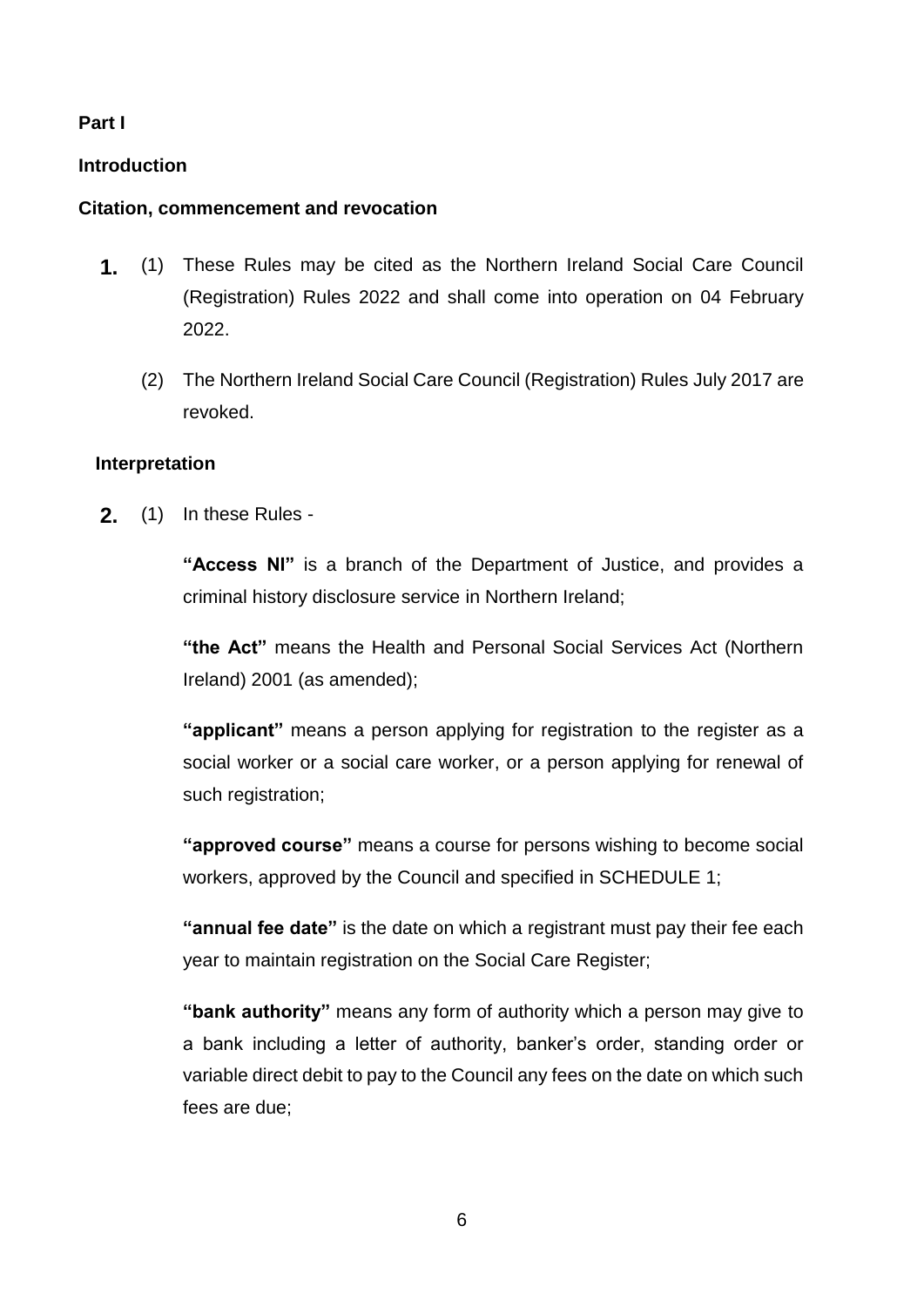**Part I**

**Introduction**

**Citation, commencement and revocation**

**1.** (1) These Rules may be cited as the Northern Ireland Social Care Council (Registration) Rules 2022 and shall come into operation on 04 February 2022.

(2) The Northern Ireland Social Care Council (Registration) Rules July 2017 are revoked.

**Interpretation**

**2.** (1) In these Rules -

**"Access NI"** is a branch of the Department of Justice, and provides a criminal history disclosure service in Northern Ireland;

**"the Act"** means the Health and Personal Social Services Act (Northern Ireland) 2001 (as amended);

**"applicant"** means a person applying for registration to the register as a social worker or a social care worker, or a person applying for renewal of such registration;

**"approved course"** means a course for persons wishing to become social workers, approved by the Council and specified in SCHEDULE 1;

**"annual fee date"** is the date on which a registrant must pay their fee each year to maintain registration on the Social Care Register;

**"bank authority"** means any form of authority which a person may give to a bank including a letter of authority, banker's order, standing order or variable direct debit to pay to the Council any fees on the date on which such fees are due;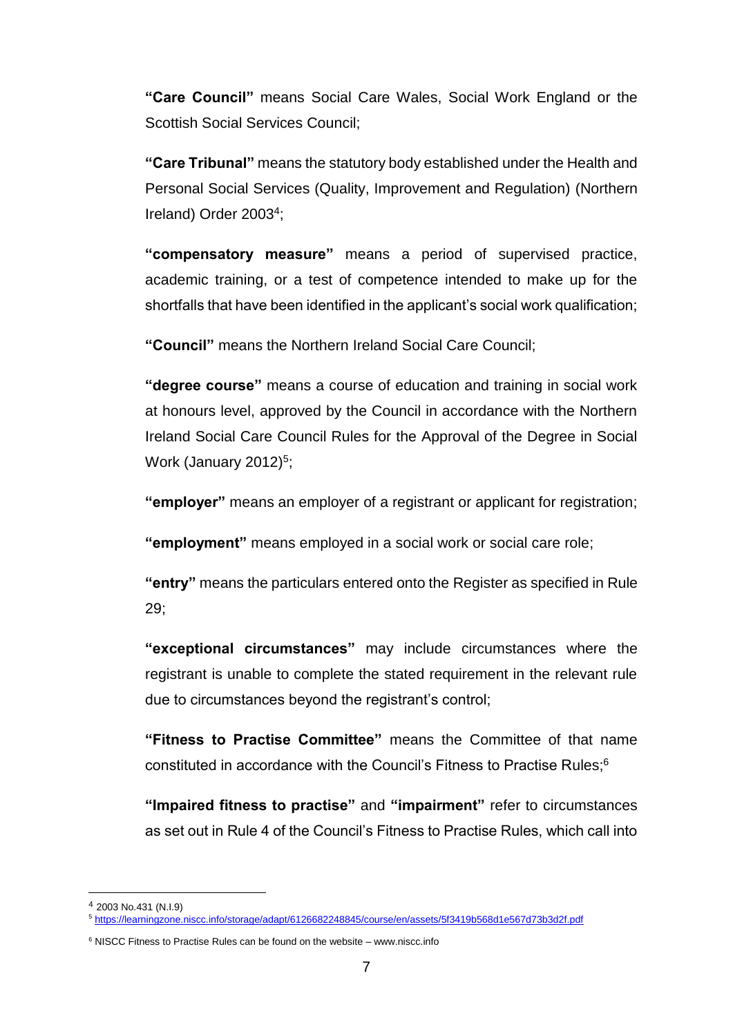**"Care Council"** means Social Care Wales, Social Work England or the Scottish Social Services Council;

**"Care Tribunal"** means the statutory body established under the Health and Personal Social Services (Quality, Improvement and Regulation) (Northern Ireland) Order 2003[4];

**"compensatory measure"** means a period of supervised practice, academic training, or a test of competence intended to make up for the shortfalls that have been identified in the applicant's social work qualification;

**"Council"** means the Northern Ireland Social Care Council;

**"degree course"** means a course of education and training in social work at honours level, approved by the Council in accordance with the Northern Ireland Social Care Council Rules for the Approval of the Degree in Social Work (January 2012)[5];

**"employer"** means an employer of a registrant or applicant for registration;

**"employment"** means employed in a social work or social care role;

**"entry"** means the particulars entered onto the Register as specified in Rule 29;

**"exceptional circumstances"** may include circumstances where the registrant is unable to complete the stated requirement in the relevant rule due to circumstances beyond the registrant's control;

**"Fitness to Practise Committee"** means the Committee of that name constituted in accordance with the Council's Fitness to Practise Rules;[6]

**"Impaired fitness to practise"** and **"impairment"** refer to circumstances as set out in Rule 4 of the Council's Fitness to Practise Rules, which call into

---

[4] 2003 No.431 (N.I.9)

[5] https://learningzone.niscc.info/storage/adapt/6126682248845/course/en/assets/5f3419b568d1e567d73b3d2f.pdf

[6] NISCC Fitness to Practise Rules can be found on the website – www.niscc.info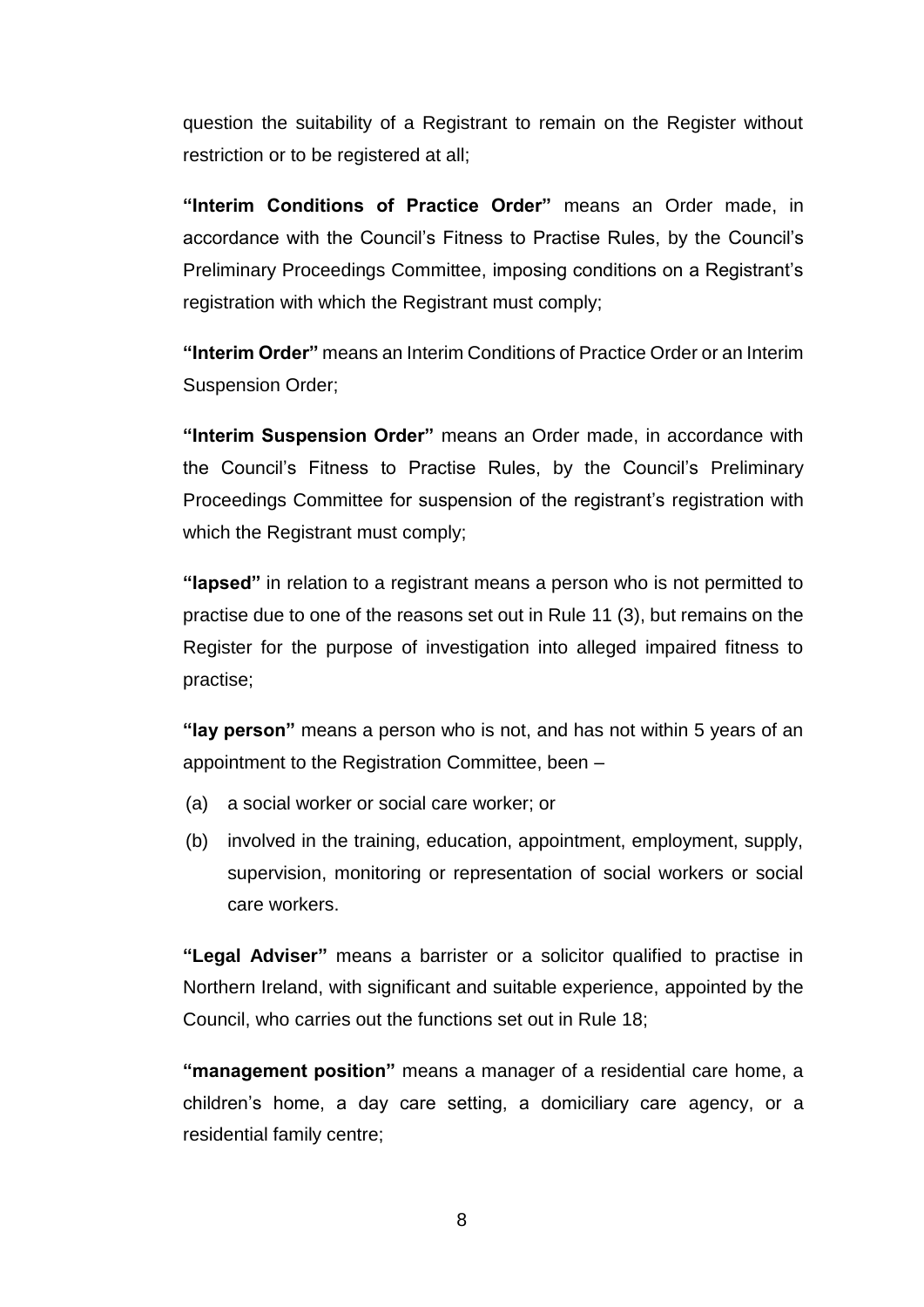question the suitability of a Registrant to remain on the Register without restriction or to be registered at all;

**"Interim Conditions of Practice Order"** means an Order made, in accordance with the Council's Fitness to Practise Rules, by the Council's Preliminary Proceedings Committee, imposing conditions on a Registrant's registration with which the Registrant must comply;

**"Interim Order"** means an Interim Conditions of Practice Order or an Interim Suspension Order;

**"Interim Suspension Order"** means an Order made, in accordance with the Council's Fitness to Practise Rules, by the Council's Preliminary Proceedings Committee for suspension of the registrant's registration with which the Registrant must comply;

**"lapsed"** in relation to a registrant means a person who is not permitted to practise due to one of the reasons set out in Rule 11 (3), but remains on the Register for the purpose of investigation into alleged impaired fitness to practise;

**"lay person"** means a person who is not, and has not within 5 years of an appointment to the Registration Committee, been –

(a) a social worker or social care worker; or

(b) involved in the training, education, appointment, employment, supply, supervision, monitoring or representation of social workers or social care workers.

**"Legal Adviser"** means a barrister or a solicitor qualified to practise in Northern Ireland, with significant and suitable experience, appointed by the Council, who carries out the functions set out in Rule 18;

**"management position"** means a manager of a residential care home, a children's home, a day care setting, a domiciliary care agency, or a residential family centre;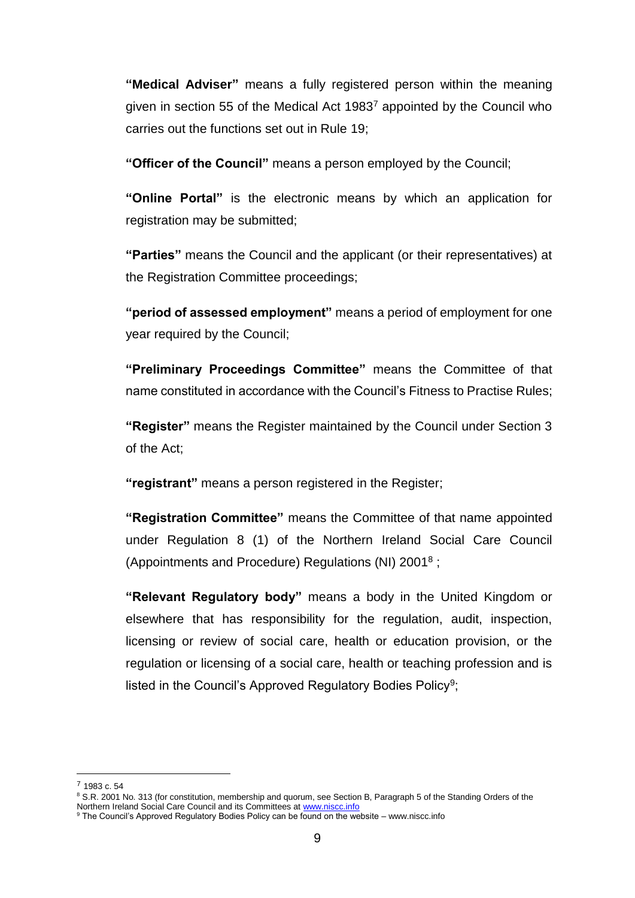**"Medical Adviser"** means a fully registered person within the meaning given in section 55 of the Medical Act 1983[7] appointed by the Council who carries out the functions set out in Rule 19;

**"Officer of the Council"** means a person employed by the Council;

**"Online Portal"** is the electronic means by which an application for registration may be submitted;

**"Parties"** means the Council and the applicant (or their representatives) at the Registration Committee proceedings;

**"period of assessed employment"** means a period of employment for one year required by the Council;

**"Preliminary Proceedings Committee"** means the Committee of that name constituted in accordance with the Council's Fitness to Practise Rules;

**"Register"** means the Register maintained by the Council under Section 3 of the Act;

**"registrant"** means a person registered in the Register;

**"Registration Committee"** means the Committee of that name appointed under Regulation 8 (1) of the Northern Ireland Social Care Council (Appointments and Procedure) Regulations (NI) 2001[8] ;

**"Relevant Regulatory body"** means a body in the United Kingdom or elsewhere that has responsibility for the regulation, audit, inspection, licensing or review of social care, health or education provision, or the regulation or licensing of a social care, health or teaching profession and is listed in the Council's Approved Regulatory Bodies Policy[9];

---

[7] 1983 c. 54

[8] S.R. 2001 No. 313 (for constitution, membership and quorum, see Section B, Paragraph 5 of the Standing Orders of the Northern Ireland Social Care Council and its Committees at www.niscc.info

[9] The Council's Approved Regulatory Bodies Policy can be found on the website – www.niscc.info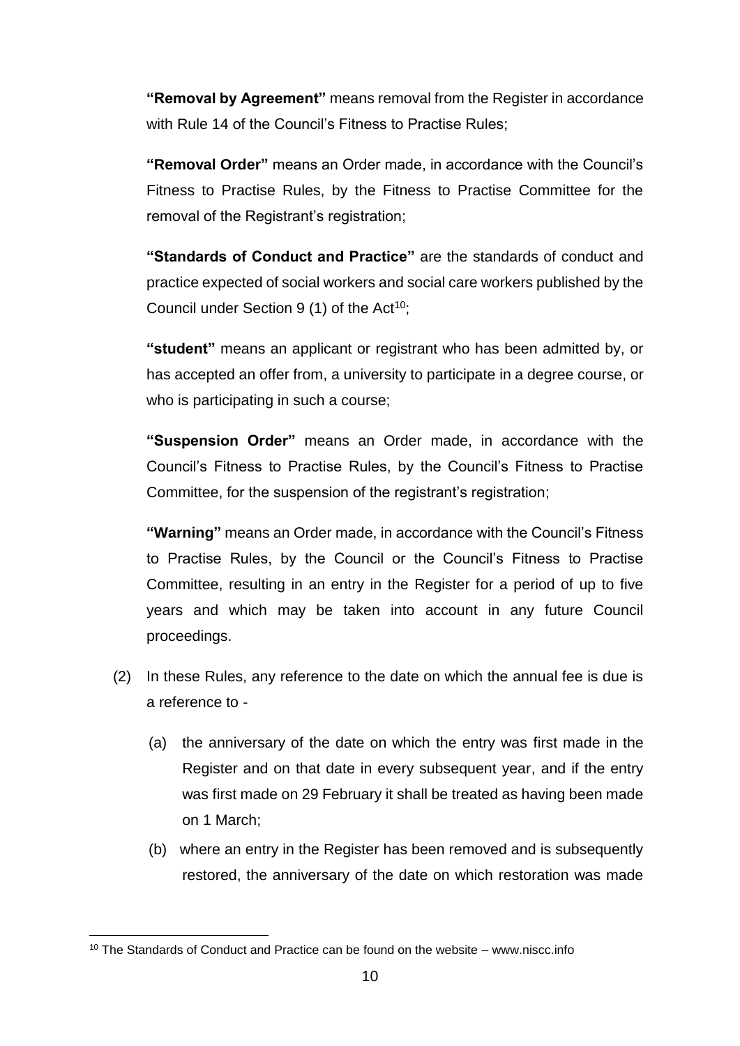**"Removal by Agreement"** means removal from the Register in accordance with Rule 14 of the Council's Fitness to Practise Rules;

**"Removal Order"** means an Order made, in accordance with the Council's Fitness to Practise Rules, by the Fitness to Practise Committee for the removal of the Registrant's registration;

**"Standards of Conduct and Practice"** are the standards of conduct and practice expected of social workers and social care workers published by the Council under Section 9 (1) of the Act[10];

**"student"** means an applicant or registrant who has been admitted by, or has accepted an offer from, a university to participate in a degree course, or who is participating in such a course;

**"Suspension Order"** means an Order made, in accordance with the Council's Fitness to Practise Rules, by the Council's Fitness to Practise Committee, for the suspension of the registrant's registration;

**"Warning"** means an Order made, in accordance with the Council's Fitness to Practise Rules, by the Council or the Council's Fitness to Practise Committee, resulting in an entry in the Register for a period of up to five years and which may be taken into account in any future Council proceedings.

(2) In these Rules, any reference to the date on which the annual fee is due is a reference to -

(a) the anniversary of the date on which the entry was first made in the Register and on that date in every subsequent year, and if the entry was first made on 29 February it shall be treated as having been made on 1 March;

(b) where an entry in the Register has been removed and is subsequently restored, the anniversary of the date on which restoration was made

---

[10] The Standards of Conduct and Practice can be found on the website – www.niscc.info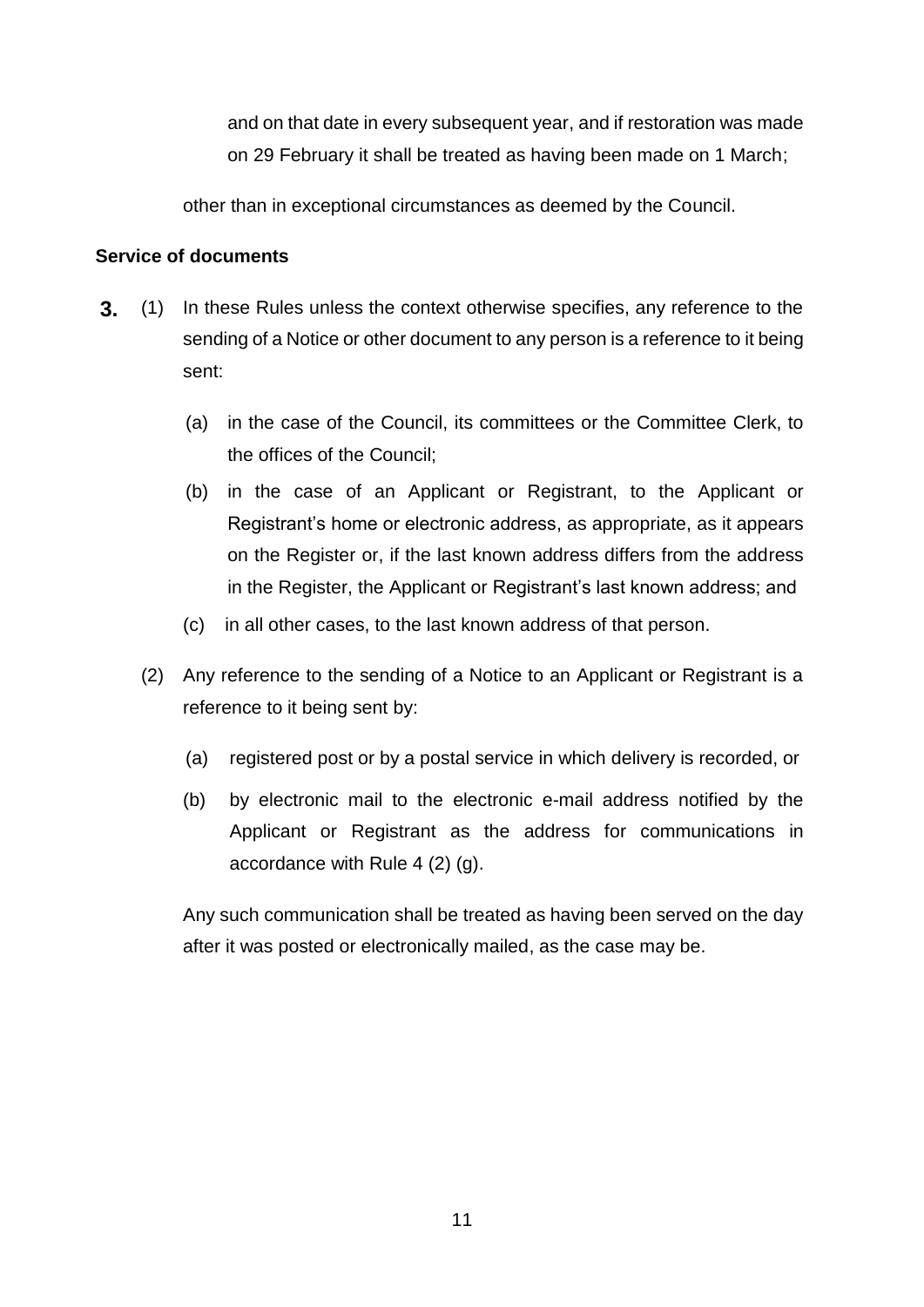and on that date in every subsequent year, and if restoration was made on 29 February it shall be treated as having been made on 1 March;

other than in exceptional circumstances as deemed by the Council.

**Service of documents**

**3.** (1) In these Rules unless the context otherwise specifies, any reference to the sending of a Notice or other document to any person is a reference to it being sent:

(a) in the case of the Council, its committees or the Committee Clerk, to the offices of the Council;

(b) in the case of an Applicant or Registrant, to the Applicant or Registrant's home or electronic address, as appropriate, as it appears on the Register or, if the last known address differs from the address in the Register, the Applicant or Registrant's last known address; and

(c) in all other cases, to the last known address of that person.

(2) Any reference to the sending of a Notice to an Applicant or Registrant is a reference to it being sent by:

(a) registered post or by a postal service in which delivery is recorded, or

(b) by electronic mail to the electronic e-mail address notified by the Applicant or Registrant as the address for communications in accordance with Rule 4 (2) (g).

Any such communication shall be treated as having been served on the day after it was posted or electronically mailed, as the case may be.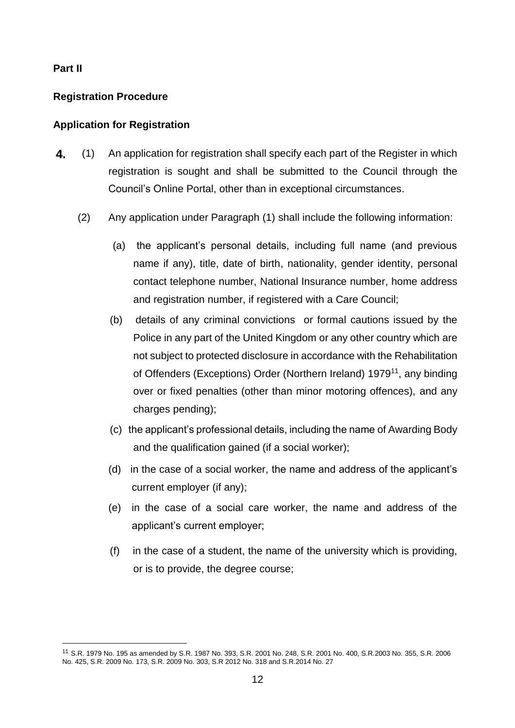**Part II**

**Registration Procedure**

**Application for Registration**

**4.** (1) An application for registration shall specify each part of the Register in which registration is sought and shall be submitted to the Council through the Council's Online Portal, other than in exceptional circumstances.

(2) Any application under Paragraph (1) shall include the following information:

(a) the applicant's personal details, including full name (and previous name if any), title, date of birth, nationality, gender identity, personal contact telephone number, National Insurance number, home address and registration number, if registered with a Care Council;

(b) details of any criminal convictions or formal cautions issued by the Police in any part of the United Kingdom or any other country which are not subject to protected disclosure in accordance with the Rehabilitation of Offenders (Exceptions) Order (Northern Ireland) 1979[11], any binding over or fixed penalties (other than minor motoring offences), and any charges pending);

(c) the applicant's professional details, including the name of Awarding Body and the qualification gained (if a social worker);

(d) in the case of a social worker, the name and address of the applicant's current employer (if any);

(e) in the case of a social care worker, the name and address of the applicant's current employer;

(f) in the case of a student, the name of the university which is providing, or is to provide, the degree course;

---

[11] S.R. 1979 No. 195 as amended by S.R. 1987 No. 393, S.R. 2001 No. 248, S.R. 2001 No. 400, S.R.2003 No. 355, S.R. 2006 No. 425, S.R. 2009 No. 173, S.R. 2009 No. 303, S.R 2012 No. 318 and S.R.2014 No. 27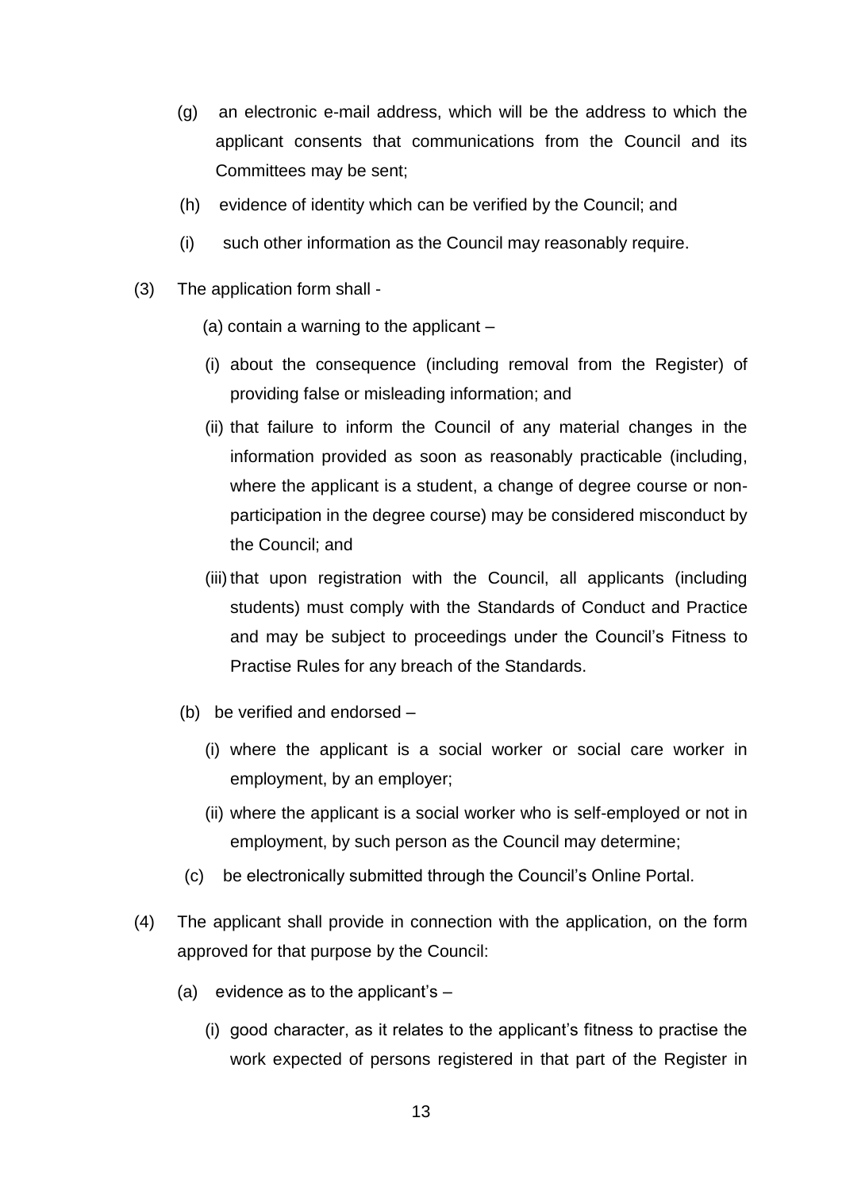(g) an electronic e-mail address, which will be the address to which the applicant consents that communications from the Council and its Committees may be sent;

(h) evidence of identity which can be verified by the Council; and

(i) such other information as the Council may reasonably require.

(3) The application form shall -

(a) contain a warning to the applicant –

(i) about the consequence (including removal from the Register) of providing false or misleading information; and

(ii) that failure to inform the Council of any material changes in the information provided as soon as reasonably practicable (including, where the applicant is a student, a change of degree course or non-participation in the degree course) may be considered misconduct by the Council; and

(iii) that upon registration with the Council, all applicants (including students) must comply with the Standards of Conduct and Practice and may be subject to proceedings under the Council's Fitness to Practise Rules for any breach of the Standards.

(b) be verified and endorsed –

(i) where the applicant is a social worker or social care worker in employment, by an employer;

(ii) where the applicant is a social worker who is self-employed or not in employment, by such person as the Council may determine;

(c) be electronically submitted through the Council's Online Portal.

(4) The applicant shall provide in connection with the application, on the form approved for that purpose by the Council:

(a) evidence as to the applicant's –

(i) good character, as it relates to the applicant's fitness to practise the work expected of persons registered in that part of the Register in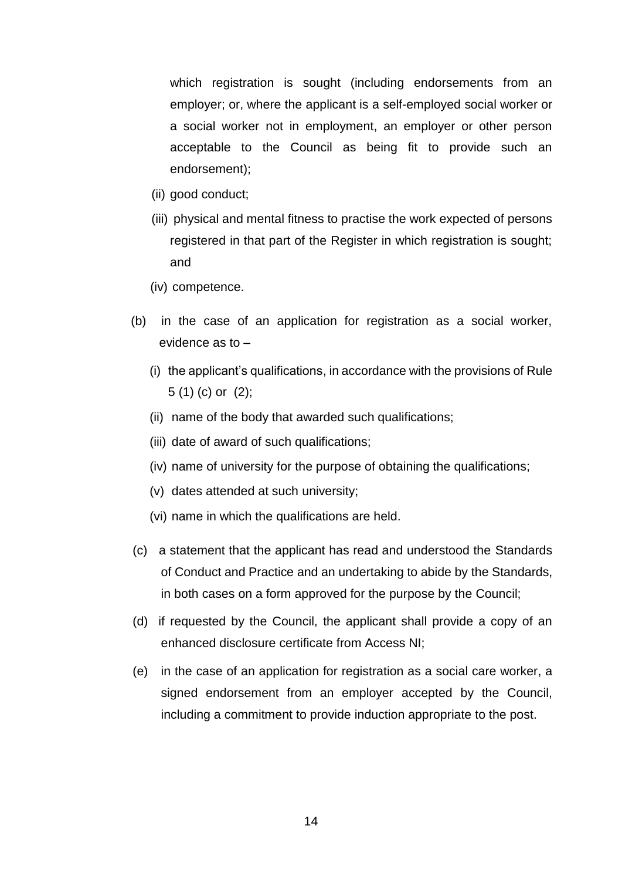which registration is sought (including endorsements from an employer; or, where the applicant is a self-employed social worker or a social worker not in employment, an employer or other person acceptable to the Council as being fit to provide such an endorsement);

(ii) good conduct;

(iii) physical and mental fitness to practise the work expected of persons registered in that part of the Register in which registration is sought; and

(iv) competence.

(b) in the case of an application for registration as a social worker, evidence as to –

(i) the applicant's qualifications, in accordance with the provisions of Rule 5 (1) (c) or (2);

(ii) name of the body that awarded such qualifications;

(iii) date of award of such qualifications;

(iv) name of university for the purpose of obtaining the qualifications;

(v) dates attended at such university;

(vi) name in which the qualifications are held.

(c) a statement that the applicant has read and understood the Standards of Conduct and Practice and an undertaking to abide by the Standards, in both cases on a form approved for the purpose by the Council;

(d) if requested by the Council, the applicant shall provide a copy of an enhanced disclosure certificate from Access NI;

(e) in the case of an application for registration as a social care worker, a signed endorsement from an employer accepted by the Council, including a commitment to provide induction appropriate to the post.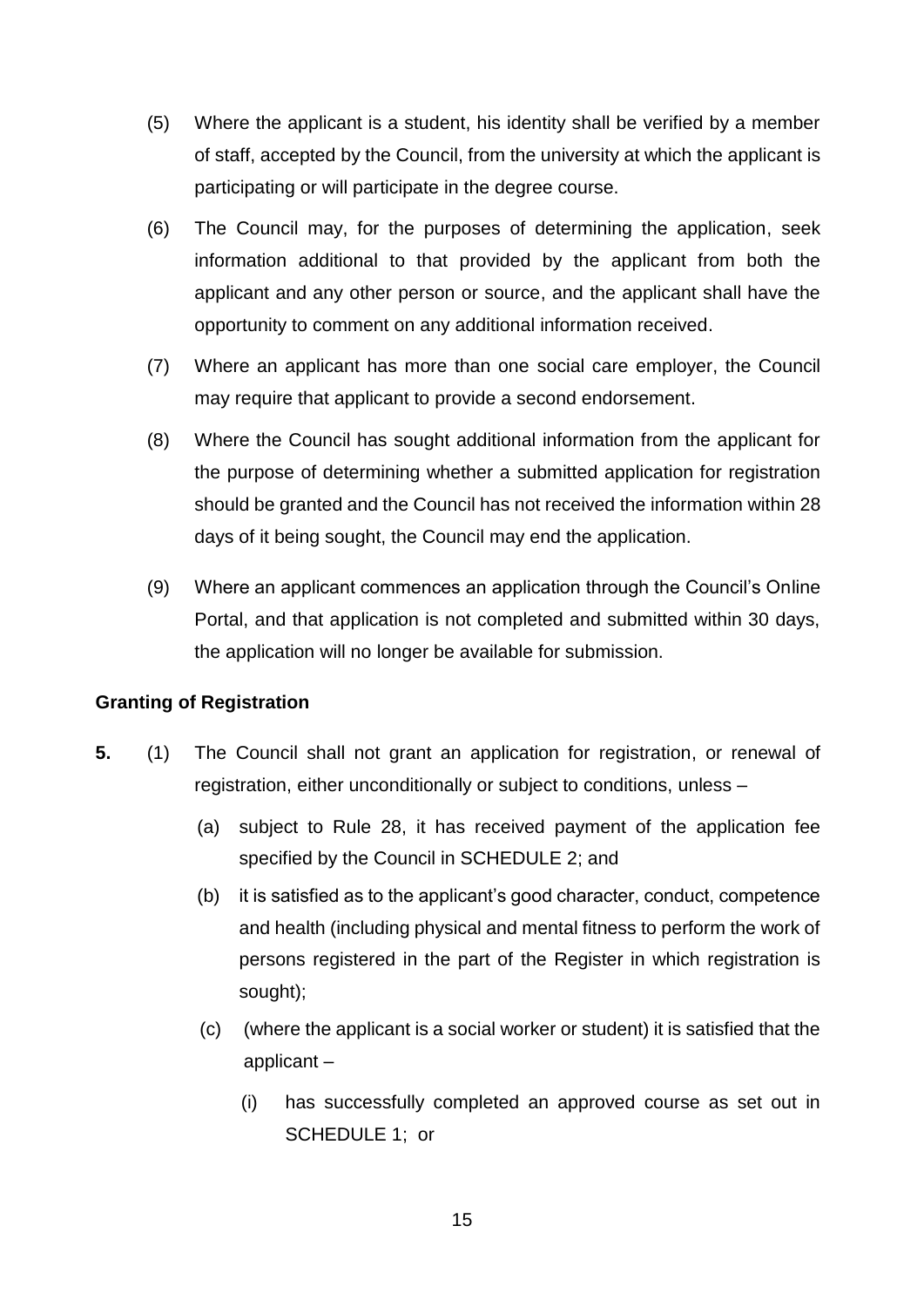(5) Where the applicant is a student, his identity shall be verified by a member of staff, accepted by the Council, from the university at which the applicant is participating or will participate in the degree course.

(6) The Council may, for the purposes of determining the application, seek information additional to that provided by the applicant from both the applicant and any other person or source, and the applicant shall have the opportunity to comment on any additional information received.

(7) Where an applicant has more than one social care employer, the Council may require that applicant to provide a second endorsement.

(8) Where the Council has sought additional information from the applicant for the purpose of determining whether a submitted application for registration should be granted and the Council has not received the information within 28 days of it being sought, the Council may end the application.

(9) Where an applicant commences an application through the Council's Online Portal, and that application is not completed and submitted within 30 days, the application will no longer be available for submission.

**Granting of Registration**

**5.** (1) The Council shall not grant an application for registration, or renewal of registration, either unconditionally or subject to conditions, unless –

(a) subject to Rule 28, it has received payment of the application fee specified by the Council in SCHEDULE 2; and

(b) it is satisfied as to the applicant's good character, conduct, competence and health (including physical and mental fitness to perform the work of persons registered in the part of the Register in which registration is sought);

(c) (where the applicant is a social worker or student) it is satisfied that the applicant –

(i) has successfully completed an approved course as set out in SCHEDULE 1; or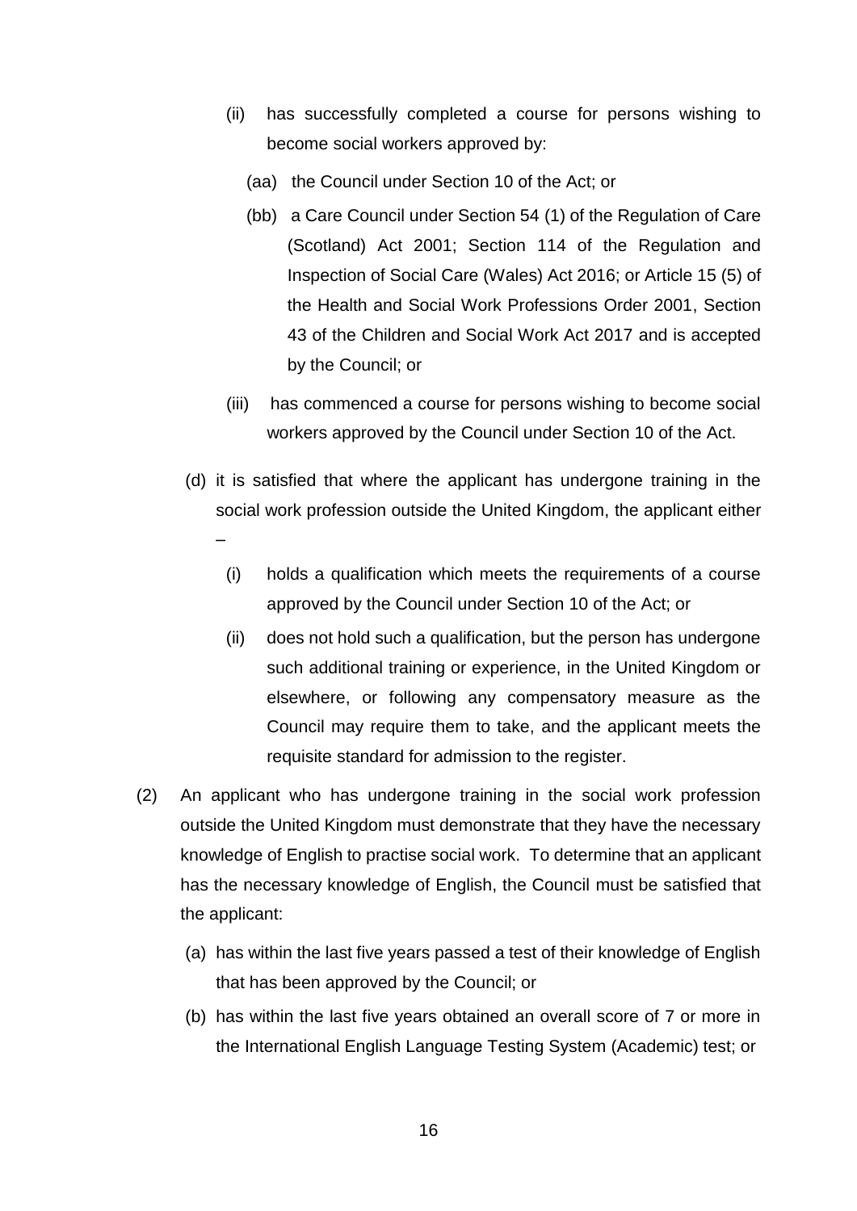(ii) has successfully completed a course for persons wishing to become social workers approved by:

(aa) the Council under Section 10 of the Act; or

(bb) a Care Council under Section 54 (1) of the Regulation of Care (Scotland) Act 2001; Section 114 of the Regulation and Inspection of Social Care (Wales) Act 2016; or Article 15 (5) of the Health and Social Work Professions Order 2001, Section 43 of the Children and Social Work Act 2017 and is accepted by the Council; or

(iii) has commenced a course for persons wishing to become social workers approved by the Council under Section 10 of the Act.

(d) it is satisfied that where the applicant has undergone training in the social work profession outside the United Kingdom, the applicant either –

(i) holds a qualification which meets the requirements of a course approved by the Council under Section 10 of the Act; or

(ii) does not hold such a qualification, but the person has undergone such additional training or experience, in the United Kingdom or elsewhere, or following any compensatory measure as the Council may require them to take, and the applicant meets the requisite standard for admission to the register.

(2) An applicant who has undergone training in the social work profession outside the United Kingdom must demonstrate that they have the necessary knowledge of English to practise social work. To determine that an applicant has the necessary knowledge of English, the Council must be satisfied that the applicant:

(a) has within the last five years passed a test of their knowledge of English that has been approved by the Council; or

(b) has within the last five years obtained an overall score of 7 or more in the International English Language Testing System (Academic) test; or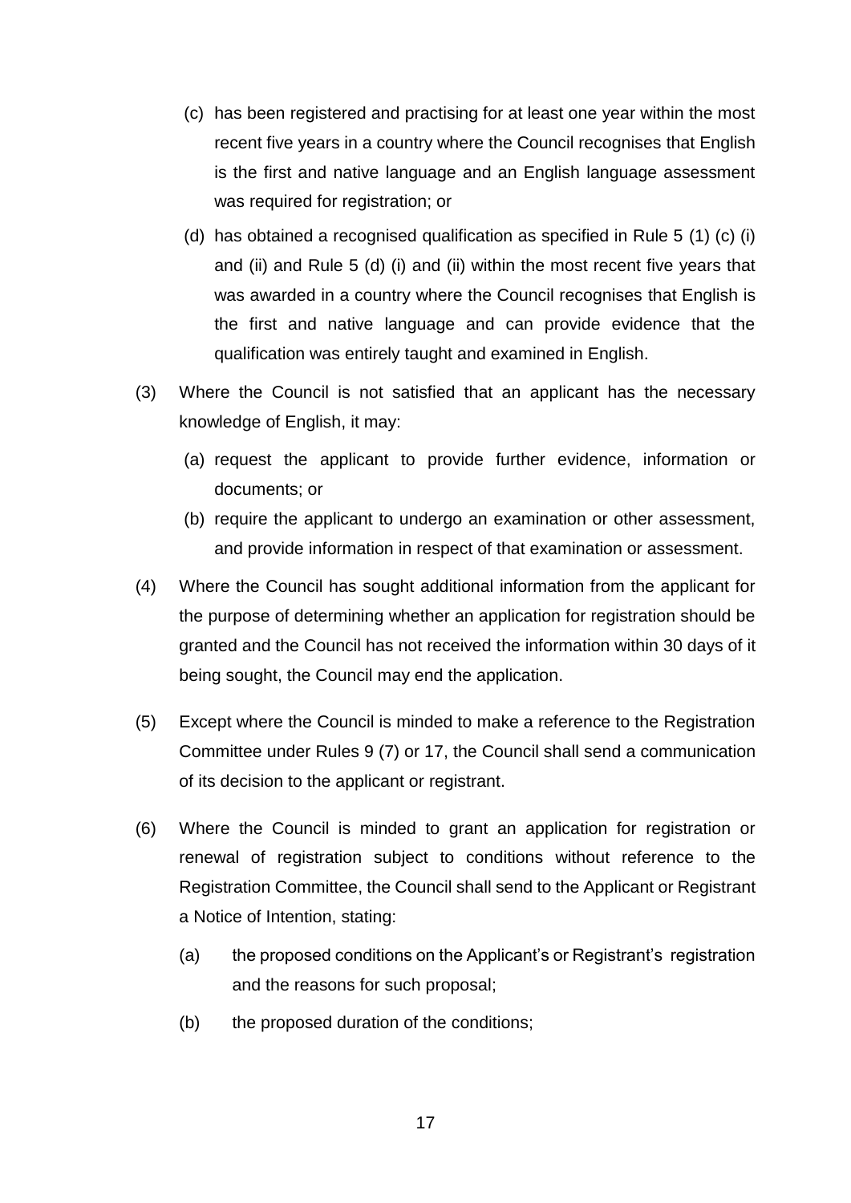(c) has been registered and practising for at least one year within the most recent five years in a country where the Council recognises that English is the first and native language and an English language assessment was required for registration; or

(d) has obtained a recognised qualification as specified in Rule 5 (1) (c) (i) and (ii) and Rule 5 (d) (i) and (ii) within the most recent five years that was awarded in a country where the Council recognises that English is the first and native language and can provide evidence that the qualification was entirely taught and examined in English.

(3) Where the Council is not satisfied that an applicant has the necessary knowledge of English, it may:

(a) request the applicant to provide further evidence, information or documents; or

(b) require the applicant to undergo an examination or other assessment, and provide information in respect of that examination or assessment.

(4) Where the Council has sought additional information from the applicant for the purpose of determining whether an application for registration should be granted and the Council has not received the information within 30 days of it being sought, the Council may end the application.

(5) Except where the Council is minded to make a reference to the Registration Committee under Rules 9 (7) or 17, the Council shall send a communication of its decision to the applicant or registrant.

(6) Where the Council is minded to grant an application for registration or renewal of registration subject to conditions without reference to the Registration Committee, the Council shall send to the Applicant or Registrant a Notice of Intention, stating:

(a) the proposed conditions on the Applicant's or Registrant's registration and the reasons for such proposal;

(b) the proposed duration of the conditions;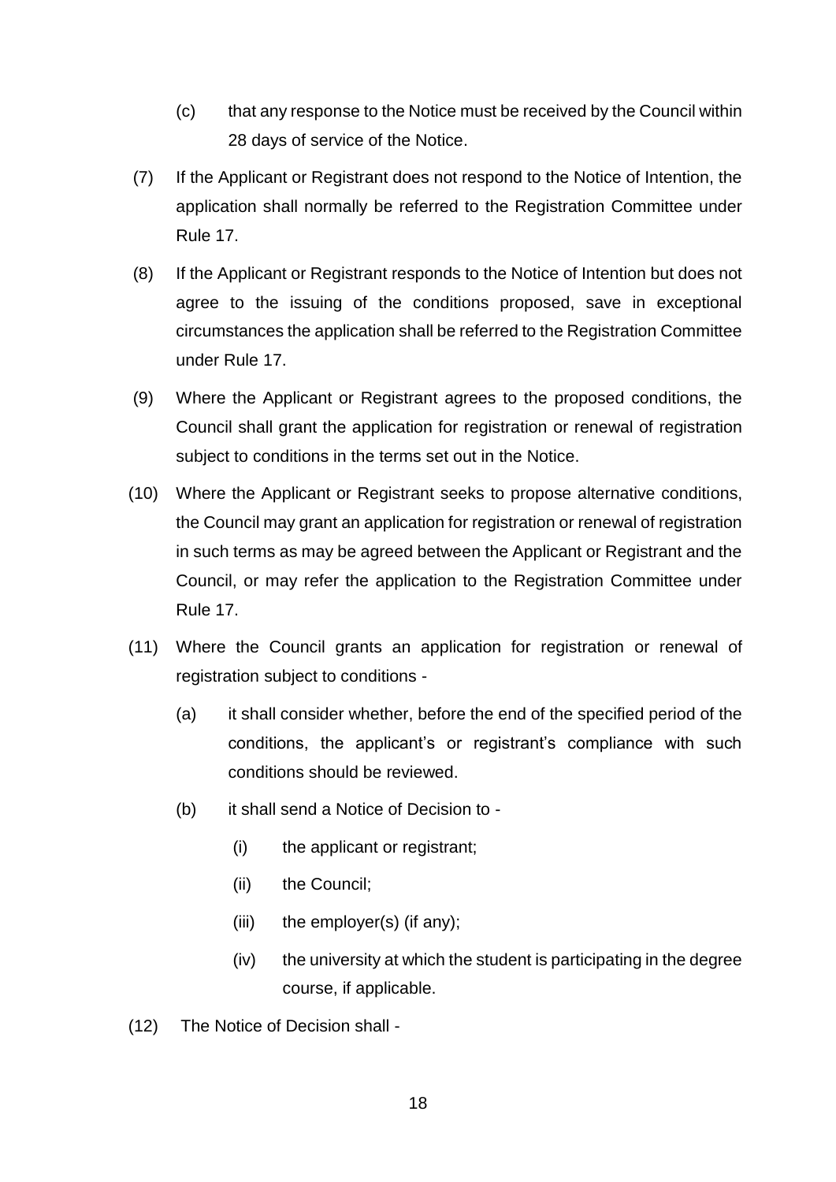(c) that any response to the Notice must be received by the Council within 28 days of service of the Notice.

(7) If the Applicant or Registrant does not respond to the Notice of Intention, the application shall normally be referred to the Registration Committee under Rule 17.

(8) If the Applicant or Registrant responds to the Notice of Intention but does not agree to the issuing of the conditions proposed, save in exceptional circumstances the application shall be referred to the Registration Committee under Rule 17.

(9) Where the Applicant or Registrant agrees to the proposed conditions, the Council shall grant the application for registration or renewal of registration subject to conditions in the terms set out in the Notice.

(10) Where the Applicant or Registrant seeks to propose alternative conditions, the Council may grant an application for registration or renewal of registration in such terms as may be agreed between the Applicant or Registrant and the Council, or may refer the application to the Registration Committee under Rule 17.

(11) Where the Council grants an application for registration or renewal of registration subject to conditions -

(a) it shall consider whether, before the end of the specified period of the conditions, the applicant's or registrant's compliance with such conditions should be reviewed.

(b) it shall send a Notice of Decision to -

(i) the applicant or registrant;

(ii) the Council;

(iii) the employer(s) (if any);

(iv) the university at which the student is participating in the degree course, if applicable.

(12) The Notice of Decision shall -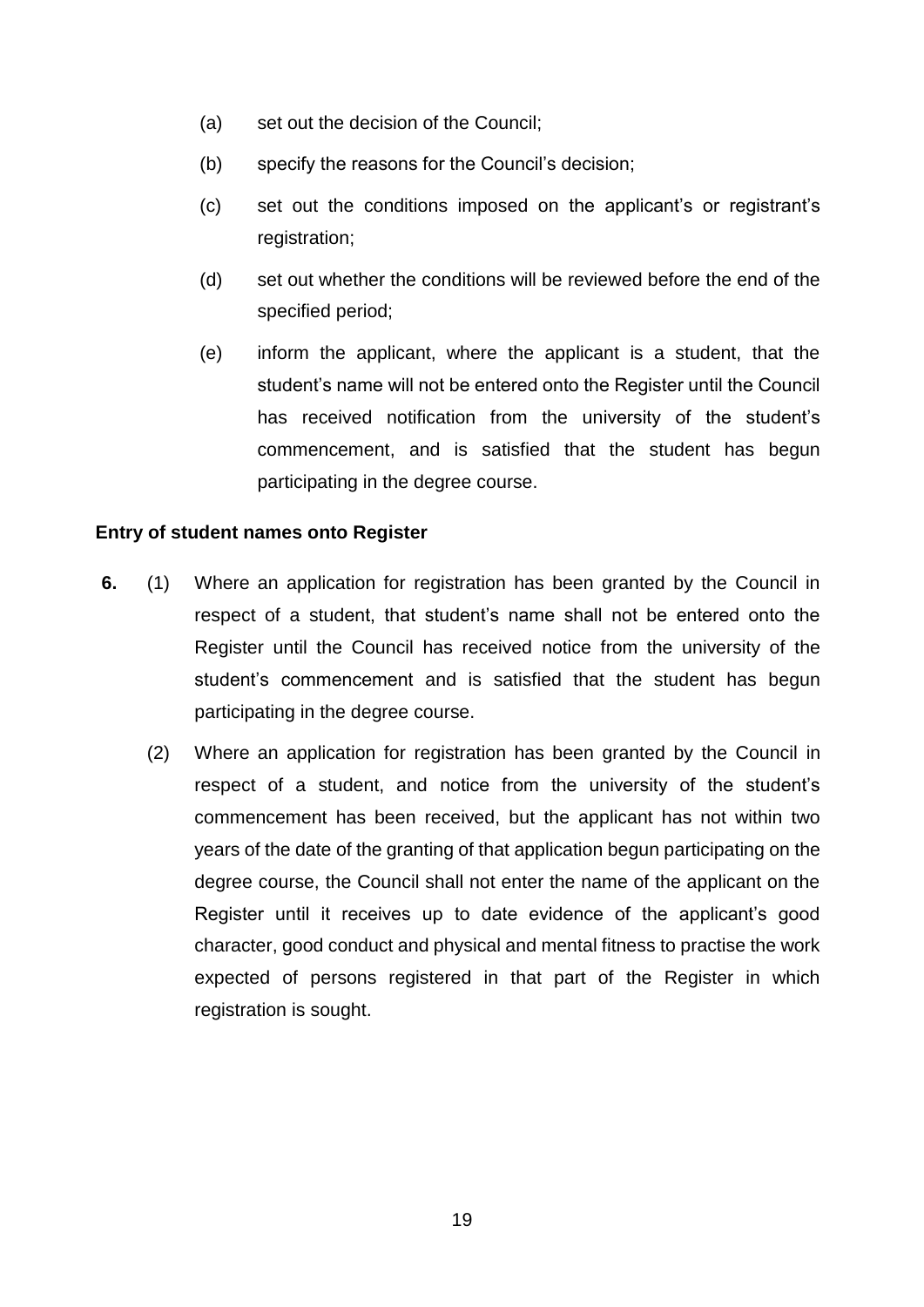(a) set out the decision of the Council;

(b) specify the reasons for the Council's decision;

(c) set out the conditions imposed on the applicant's or registrant's registration;

(d) set out whether the conditions will be reviewed before the end of the specified period;

(e) inform the applicant, where the applicant is a student, that the student's name will not be entered onto the Register until the Council has received notification from the university of the student's commencement, and is satisfied that the student has begun participating in the degree course.

**Entry of student names onto Register**

**6.** (1) Where an application for registration has been granted by the Council in respect of a student, that student's name shall not be entered onto the Register until the Council has received notice from the university of the student's commencement and is satisfied that the student has begun participating in the degree course.

(2) Where an application for registration has been granted by the Council in respect of a student, and notice from the university of the student's commencement has been received, but the applicant has not within two years of the date of the granting of that application begun participating on the degree course, the Council shall not enter the name of the applicant on the Register until it receives up to date evidence of the applicant's good character, good conduct and physical and mental fitness to practise the work expected of persons registered in that part of the Register in which registration is sought.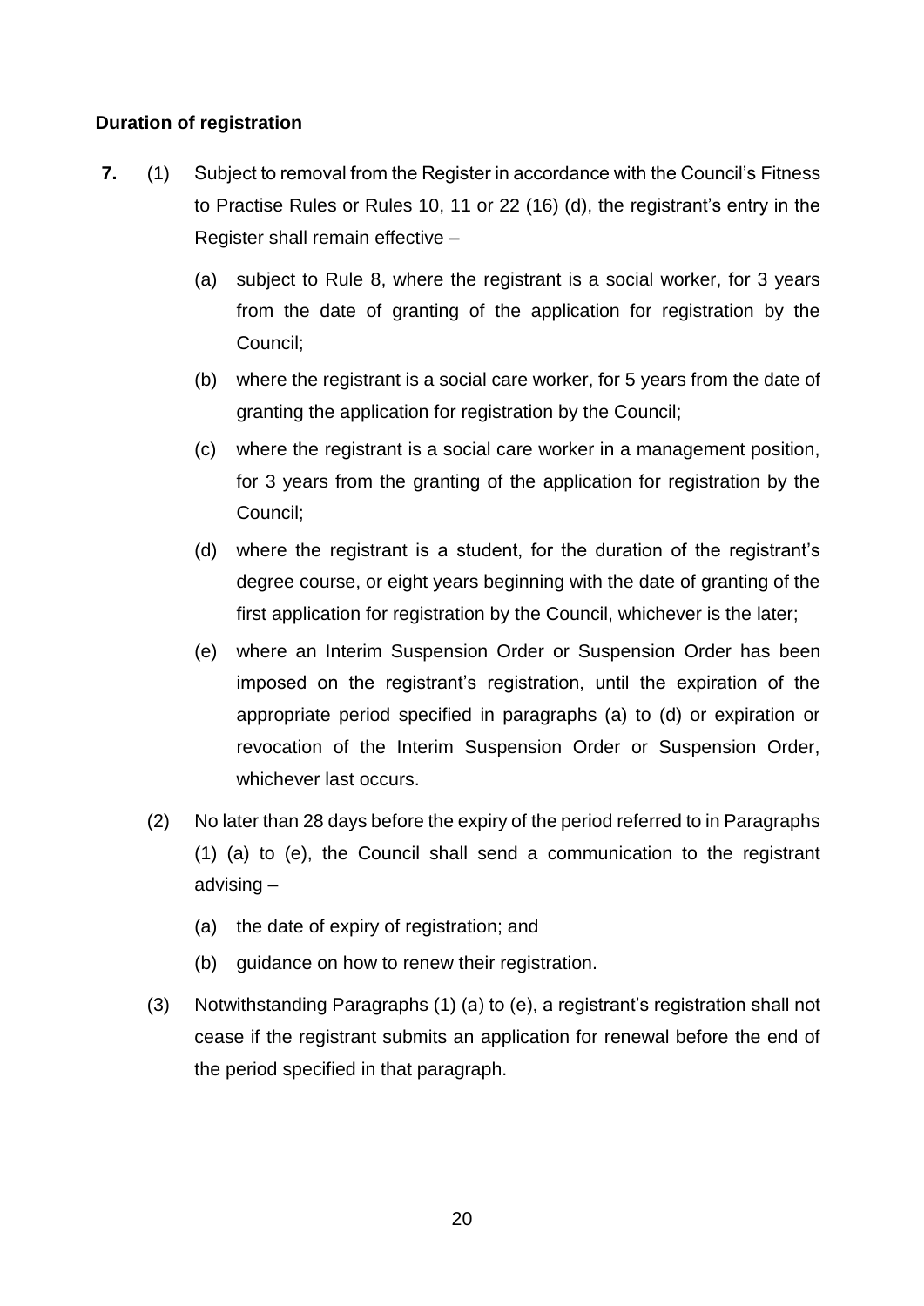**Duration of registration**

**7.** (1) Subject to removal from the Register in accordance with the Council's Fitness to Practise Rules or Rules 10, 11 or 22 (16) (d), the registrant's entry in the Register shall remain effective –

(a) subject to Rule 8, where the registrant is a social worker, for 3 years from the date of granting of the application for registration by the Council;

(b) where the registrant is a social care worker, for 5 years from the date of granting the application for registration by the Council;

(c) where the registrant is a social care worker in a management position, for 3 years from the granting of the application for registration by the Council;

(d) where the registrant is a student, for the duration of the registrant's degree course, or eight years beginning with the date of granting of the first application for registration by the Council, whichever is the later;

(e) where an Interim Suspension Order or Suspension Order has been imposed on the registrant's registration, until the expiration of the appropriate period specified in paragraphs (a) to (d) or expiration or revocation of the Interim Suspension Order or Suspension Order, whichever last occurs.

(2) No later than 28 days before the expiry of the period referred to in Paragraphs (1) (a) to (e), the Council shall send a communication to the registrant advising –

(a) the date of expiry of registration; and

(b) guidance on how to renew their registration.

(3) Notwithstanding Paragraphs (1) (a) to (e), a registrant's registration shall not cease if the registrant submits an application for renewal before the end of the period specified in that paragraph.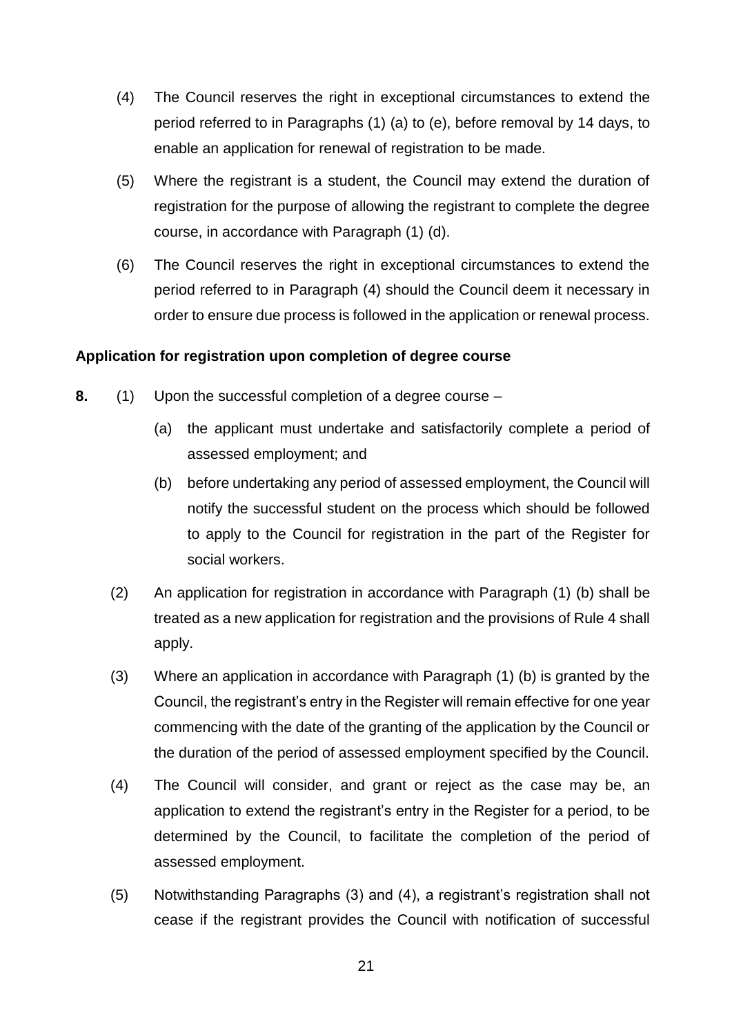(4) The Council reserves the right in exceptional circumstances to extend the period referred to in Paragraphs (1) (a) to (e), before removal by 14 days, to enable an application for renewal of registration to be made.

(5) Where the registrant is a student, the Council may extend the duration of registration for the purpose of allowing the registrant to complete the degree course, in accordance with Paragraph (1) (d).

(6) The Council reserves the right in exceptional circumstances to extend the period referred to in Paragraph (4) should the Council deem it necessary in order to ensure due process is followed in the application or renewal process.

**Application for registration upon completion of degree course**

**8.** (1) Upon the successful completion of a degree course –

(a) the applicant must undertake and satisfactorily complete a period of assessed employment; and

(b) before undertaking any period of assessed employment, the Council will notify the successful student on the process which should be followed to apply to the Council for registration in the part of the Register for social workers.

(2) An application for registration in accordance with Paragraph (1) (b) shall be treated as a new application for registration and the provisions of Rule 4 shall apply.

(3) Where an application in accordance with Paragraph (1) (b) is granted by the Council, the registrant's entry in the Register will remain effective for one year commencing with the date of the granting of the application by the Council or the duration of the period of assessed employment specified by the Council.

(4) The Council will consider, and grant or reject as the case may be, an application to extend the registrant's entry in the Register for a period, to be determined by the Council, to facilitate the completion of the period of assessed employment.

(5) Notwithstanding Paragraphs (3) and (4), a registrant's registration shall not cease if the registrant provides the Council with notification of successful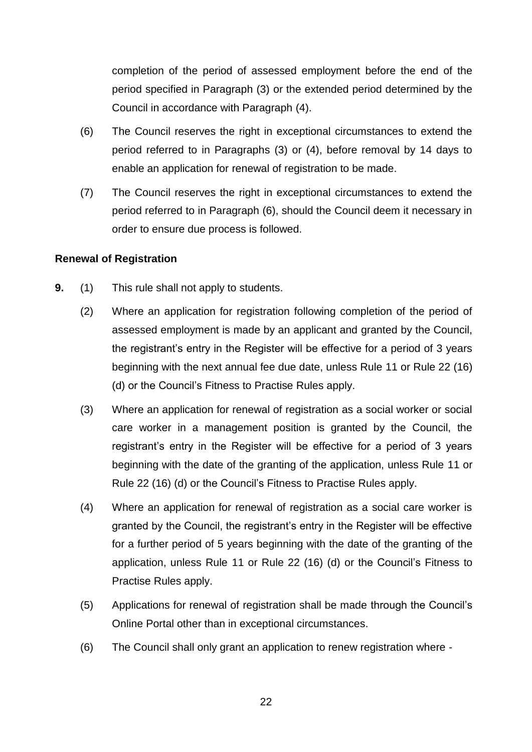completion of the period of assessed employment before the end of the period specified in Paragraph (3) or the extended period determined by the Council in accordance with Paragraph (4).

(6) The Council reserves the right in exceptional circumstances to extend the period referred to in Paragraphs (3) or (4), before removal by 14 days to enable an application for renewal of registration to be made.

(7) The Council reserves the right in exceptional circumstances to extend the period referred to in Paragraph (6), should the Council deem it necessary in order to ensure due process is followed.

**Renewal of Registration**

**9.** (1) This rule shall not apply to students.

(2) Where an application for registration following completion of the period of assessed employment is made by an applicant and granted by the Council, the registrant's entry in the Register will be effective for a period of 3 years beginning with the next annual fee due date, unless Rule 11 or Rule 22 (16) (d) or the Council's Fitness to Practise Rules apply.

(3) Where an application for renewal of registration as a social worker or social care worker in a management position is granted by the Council, the registrant's entry in the Register will be effective for a period of 3 years beginning with the date of the granting of the application, unless Rule 11 or Rule 22 (16) (d) or the Council's Fitness to Practise Rules apply.

(4) Where an application for renewal of registration as a social care worker is granted by the Council, the registrant's entry in the Register will be effective for a further period of 5 years beginning with the date of the granting of the application, unless Rule 11 or Rule 22 (16) (d) or the Council's Fitness to Practise Rules apply.

(5) Applications for renewal of registration shall be made through the Council's Online Portal other than in exceptional circumstances.

(6) The Council shall only grant an application to renew registration where -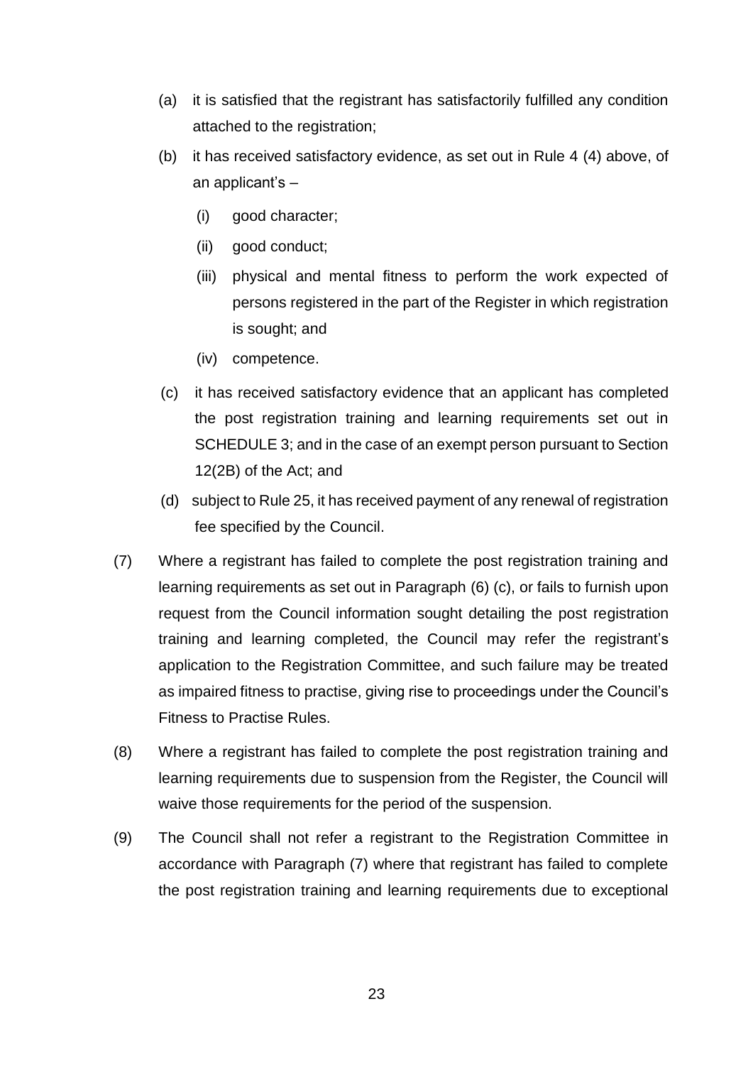(a) it is satisfied that the registrant has satisfactorily fulfilled any condition attached to the registration;

(b) it has received satisfactory evidence, as set out in Rule 4 (4) above, of an applicant's –

   (i) good character;

   (ii) good conduct;

   (iii) physical and mental fitness to perform the work expected of persons registered in the part of the Register in which registration is sought; and

   (iv) competence.

(c) it has received satisfactory evidence that an applicant has completed the post registration training and learning requirements set out in SCHEDULE 3; and in the case of an exempt person pursuant to Section 12(2B) of the Act; and

(d) subject to Rule 25, it has received payment of any renewal of registration fee specified by the Council.

(7) Where a registrant has failed to complete the post registration training and learning requirements as set out in Paragraph (6) (c), or fails to furnish upon request from the Council information sought detailing the post registration training and learning completed, the Council may refer the registrant's application to the Registration Committee, and such failure may be treated as impaired fitness to practise, giving rise to proceedings under the Council's Fitness to Practise Rules.

(8) Where a registrant has failed to complete the post registration training and learning requirements due to suspension from the Register, the Council will waive those requirements for the period of the suspension.

(9) The Council shall not refer a registrant to the Registration Committee in accordance with Paragraph (7) where that registrant has failed to complete the post registration training and learning requirements due to exceptional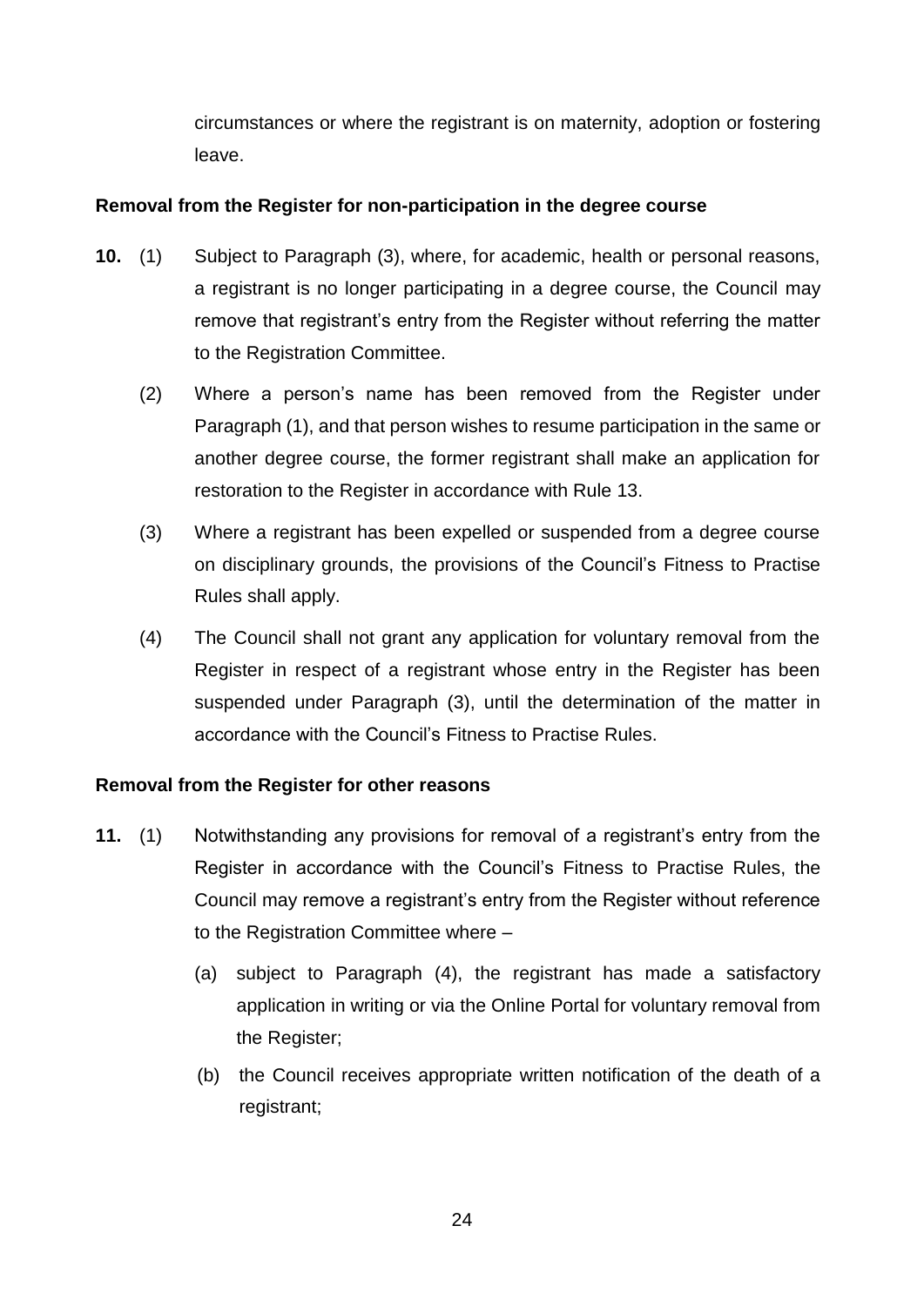circumstances or where the registrant is on maternity, adoption or fostering leave.

**Removal from the Register for non-participation in the degree course**

**10.** (1) Subject to Paragraph (3), where, for academic, health or personal reasons, a registrant is no longer participating in a degree course, the Council may remove that registrant's entry from the Register without referring the matter to the Registration Committee.

(2) Where a person's name has been removed from the Register under Paragraph (1), and that person wishes to resume participation in the same or another degree course, the former registrant shall make an application for restoration to the Register in accordance with Rule 13.

(3) Where a registrant has been expelled or suspended from a degree course on disciplinary grounds, the provisions of the Council's Fitness to Practise Rules shall apply.

(4) The Council shall not grant any application for voluntary removal from the Register in respect of a registrant whose entry in the Register has been suspended under Paragraph (3), until the determination of the matter in accordance with the Council's Fitness to Practise Rules.

**Removal from the Register for other reasons**

**11.** (1) Notwithstanding any provisions for removal of a registrant's entry from the Register in accordance with the Council's Fitness to Practise Rules, the Council may remove a registrant's entry from the Register without reference to the Registration Committee where –

(a) subject to Paragraph (4), the registrant has made a satisfactory application in writing or via the Online Portal for voluntary removal from the Register;

(b) the Council receives appropriate written notification of the death of a registrant;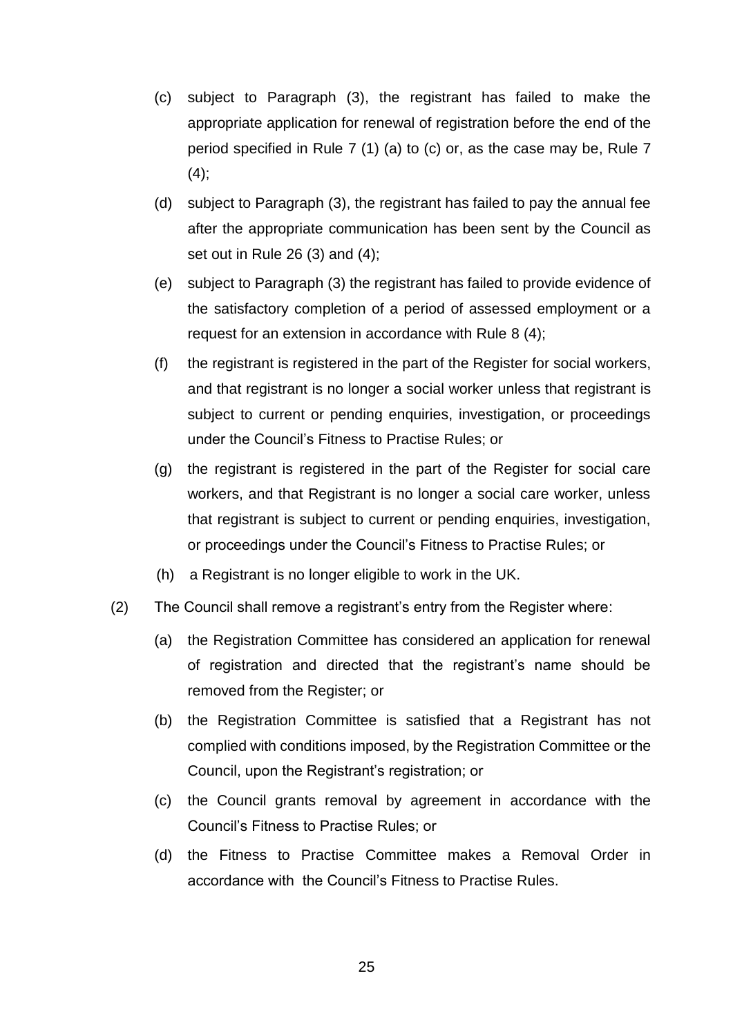(c) subject to Paragraph (3), the registrant has failed to make the appropriate application for renewal of registration before the end of the period specified in Rule 7 (1) (a) to (c) or, as the case may be, Rule 7 (4);

(d) subject to Paragraph (3), the registrant has failed to pay the annual fee after the appropriate communication has been sent by the Council as set out in Rule 26 (3) and (4);

(e) subject to Paragraph (3) the registrant has failed to provide evidence of the satisfactory completion of a period of assessed employment or a request for an extension in accordance with Rule 8 (4);

(f) the registrant is registered in the part of the Register for social workers, and that registrant is no longer a social worker unless that registrant is subject to current or pending enquiries, investigation, or proceedings under the Council's Fitness to Practise Rules; or

(g) the registrant is registered in the part of the Register for social care workers, and that Registrant is no longer a social care worker, unless that registrant is subject to current or pending enquiries, investigation, or proceedings under the Council's Fitness to Practise Rules; or

(h) a Registrant is no longer eligible to work in the UK.

(2) The Council shall remove a registrant's entry from the Register where:

(a) the Registration Committee has considered an application for renewal of registration and directed that the registrant's name should be removed from the Register; or

(b) the Registration Committee is satisfied that a Registrant has not complied with conditions imposed, by the Registration Committee or the Council, upon the Registrant's registration; or

(c) the Council grants removal by agreement in accordance with the Council's Fitness to Practise Rules; or

(d) the Fitness to Practise Committee makes a Removal Order in accordance with the Council's Fitness to Practise Rules.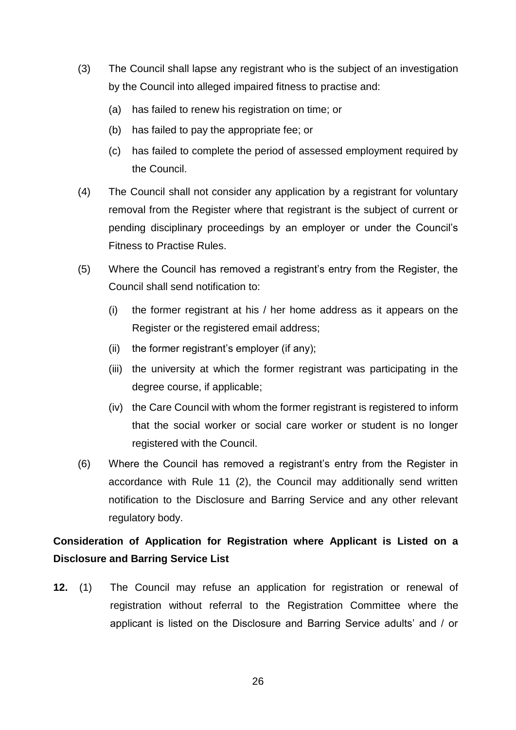(3) The Council shall lapse any registrant who is the subject of an investigation by the Council into alleged impaired fitness to practise and:

   (a) has failed to renew his registration on time; or

   (b) has failed to pay the appropriate fee; or

   (c) has failed to complete the period of assessed employment required by the Council.

(4) The Council shall not consider any application by a registrant for voluntary removal from the Register where that registrant is the subject of current or pending disciplinary proceedings by an employer or under the Council's Fitness to Practise Rules.

(5) Where the Council has removed a registrant's entry from the Register, the Council shall send notification to:

   (i) the former registrant at his / her home address as it appears on the Register or the registered email address;

   (ii) the former registrant's employer (if any);

   (iii) the university at which the former registrant was participating in the degree course, if applicable;

   (iv) the Care Council with whom the former registrant is registered to inform that the social worker or social care worker or student is no longer registered with the Council.

(6) Where the Council has removed a registrant's entry from the Register in accordance with Rule 11 (2), the Council may additionally send written notification to the Disclosure and Barring Service and any other relevant regulatory body.

**Consideration of Application for Registration where Applicant is Listed on a Disclosure and Barring Service List**

**12.** (1) The Council may refuse an application for registration or renewal of registration without referral to the Registration Committee where the applicant is listed on the Disclosure and Barring Service adults' and / or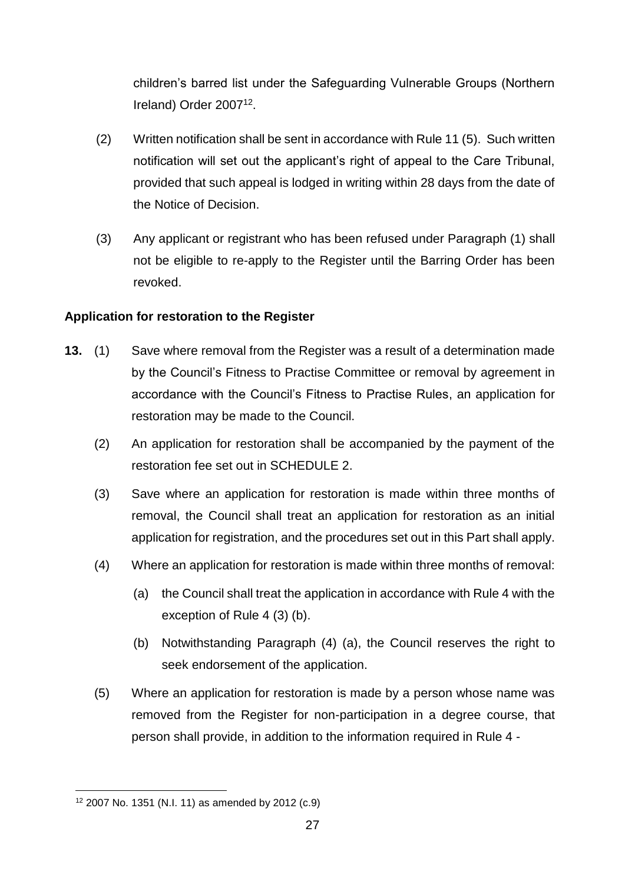children's barred list under the Safeguarding Vulnerable Groups (Northern Ireland) Order 2007[12].

(2) Written notification shall be sent in accordance with Rule 11 (5). Such written notification will set out the applicant's right of appeal to the Care Tribunal, provided that such appeal is lodged in writing within 28 days from the date of the Notice of Decision.

(3) Any applicant or registrant who has been refused under Paragraph (1) shall not be eligible to re-apply to the Register until the Barring Order has been revoked.

**Application for restoration to the Register**

**13.** (1) Save where removal from the Register was a result of a determination made by the Council's Fitness to Practise Committee or removal by agreement in accordance with the Council's Fitness to Practise Rules, an application for restoration may be made to the Council.

(2) An application for restoration shall be accompanied by the payment of the restoration fee set out in SCHEDULE 2.

(3) Save where an application for restoration is made within three months of removal, the Council shall treat an application for restoration as an initial application for registration, and the procedures set out in this Part shall apply.

(4) Where an application for restoration is made within three months of removal:

(a) the Council shall treat the application in accordance with Rule 4 with the exception of Rule 4 (3) (b).

(b) Notwithstanding Paragraph (4) (a), the Council reserves the right to seek endorsement of the application.

(5) Where an application for restoration is made by a person whose name was removed from the Register for non-participation in a degree course, that person shall provide, in addition to the information required in Rule 4 -

[12] 2007 No. 1351 (N.I. 11) as amended by 2012 (c.9)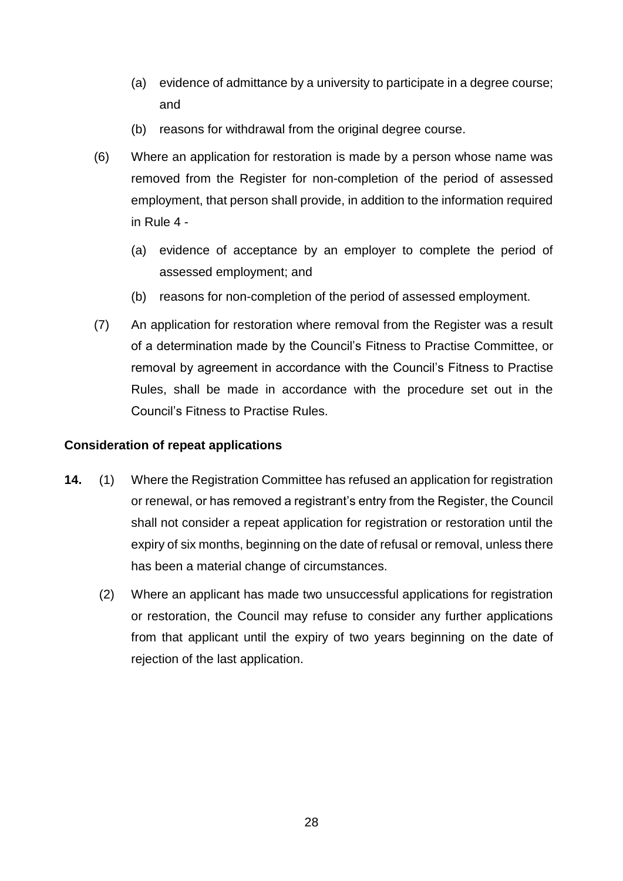(a) evidence of admittance by a university to participate in a degree course; and

(b) reasons for withdrawal from the original degree course.

(6) Where an application for restoration is made by a person whose name was removed from the Register for non-completion of the period of assessed employment, that person shall provide, in addition to the information required in Rule 4 -

(a) evidence of acceptance by an employer to complete the period of assessed employment; and

(b) reasons for non-completion of the period of assessed employment.

(7) An application for restoration where removal from the Register was a result of a determination made by the Council's Fitness to Practise Committee, or removal by agreement in accordance with the Council's Fitness to Practise Rules, shall be made in accordance with the procedure set out in the Council's Fitness to Practise Rules.

**Consideration of repeat applications**

**14.** (1) Where the Registration Committee has refused an application for registration or renewal, or has removed a registrant's entry from the Register, the Council shall not consider a repeat application for registration or restoration until the expiry of six months, beginning on the date of refusal or removal, unless there has been a material change of circumstances.

(2) Where an applicant has made two unsuccessful applications for registration or restoration, the Council may refuse to consider any further applications from that applicant until the expiry of two years beginning on the date of rejection of the last application.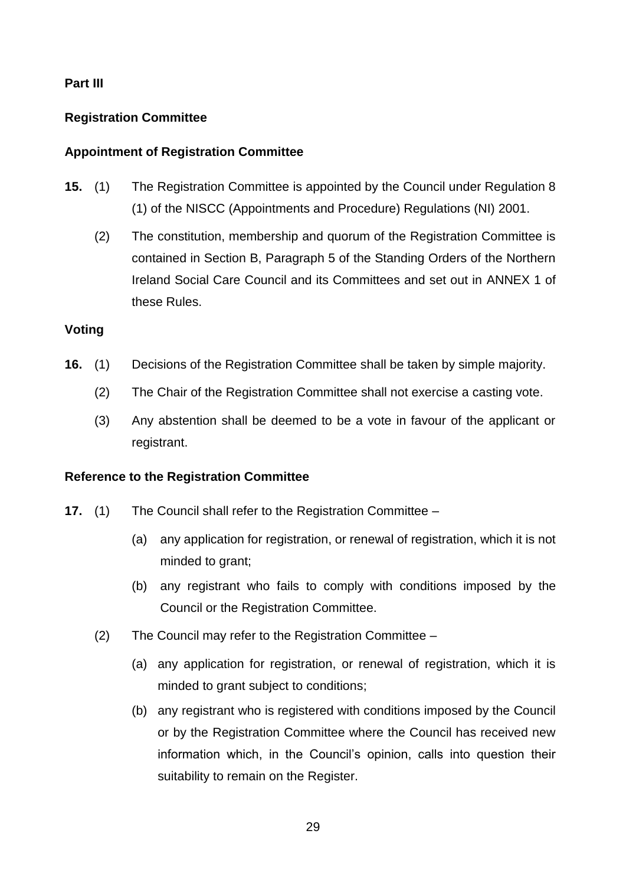**Part III**

**Registration Committee**

**Appointment of Registration Committee**

**15.** (1) The Registration Committee is appointed by the Council under Regulation 8 (1) of the NISCC (Appointments and Procedure) Regulations (NI) 2001.

(2) The constitution, membership and quorum of the Registration Committee is contained in Section B, Paragraph 5 of the Standing Orders of the Northern Ireland Social Care Council and its Committees and set out in ANNEX 1 of these Rules.

**Voting**

**16.** (1) Decisions of the Registration Committee shall be taken by simple majority.

(2) The Chair of the Registration Committee shall not exercise a casting vote.

(3) Any abstention shall be deemed to be a vote in favour of the applicant or registrant.

**Reference to the Registration Committee**

**17.** (1) The Council shall refer to the Registration Committee –

(a) any application for registration, or renewal of registration, which it is not minded to grant;

(b) any registrant who fails to comply with conditions imposed by the Council or the Registration Committee.

(2) The Council may refer to the Registration Committee –

(a) any application for registration, or renewal of registration, which it is minded to grant subject to conditions;

(b) any registrant who is registered with conditions imposed by the Council or by the Registration Committee where the Council has received new information which, in the Council's opinion, calls into question their suitability to remain on the Register.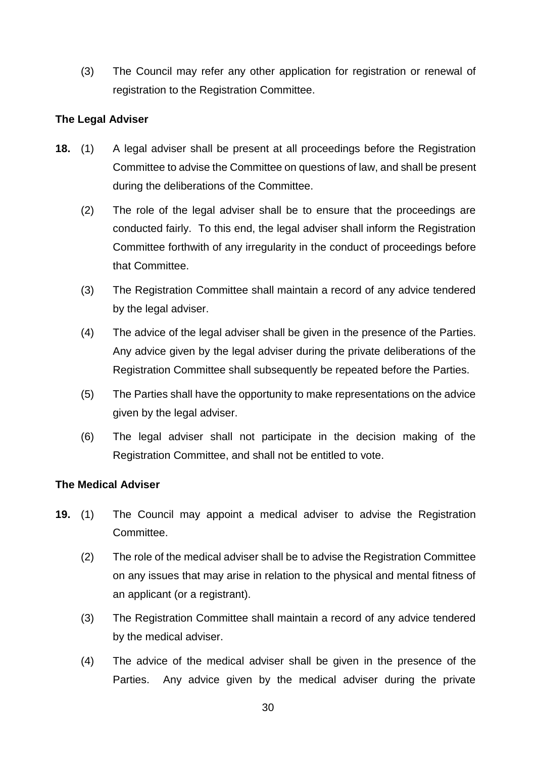(3) The Council may refer any other application for registration or renewal of registration to the Registration Committee.

**The Legal Adviser**

**18.** (1) A legal adviser shall be present at all proceedings before the Registration Committee to advise the Committee on questions of law, and shall be present during the deliberations of the Committee.

(2) The role of the legal adviser shall be to ensure that the proceedings are conducted fairly. To this end, the legal adviser shall inform the Registration Committee forthwith of any irregularity in the conduct of proceedings before that Committee.

(3) The Registration Committee shall maintain a record of any advice tendered by the legal adviser.

(4) The advice of the legal adviser shall be given in the presence of the Parties. Any advice given by the legal adviser during the private deliberations of the Registration Committee shall subsequently be repeated before the Parties.

(5) The Parties shall have the opportunity to make representations on the advice given by the legal adviser.

(6) The legal adviser shall not participate in the decision making of the Registration Committee, and shall not be entitled to vote.

**The Medical Adviser**

**19.** (1) The Council may appoint a medical adviser to advise the Registration Committee.

(2) The role of the medical adviser shall be to advise the Registration Committee on any issues that may arise in relation to the physical and mental fitness of an applicant (or a registrant).

(3) The Registration Committee shall maintain a record of any advice tendered by the medical adviser.

(4) The advice of the medical adviser shall be given in the presence of the Parties. Any advice given by the medical adviser during the private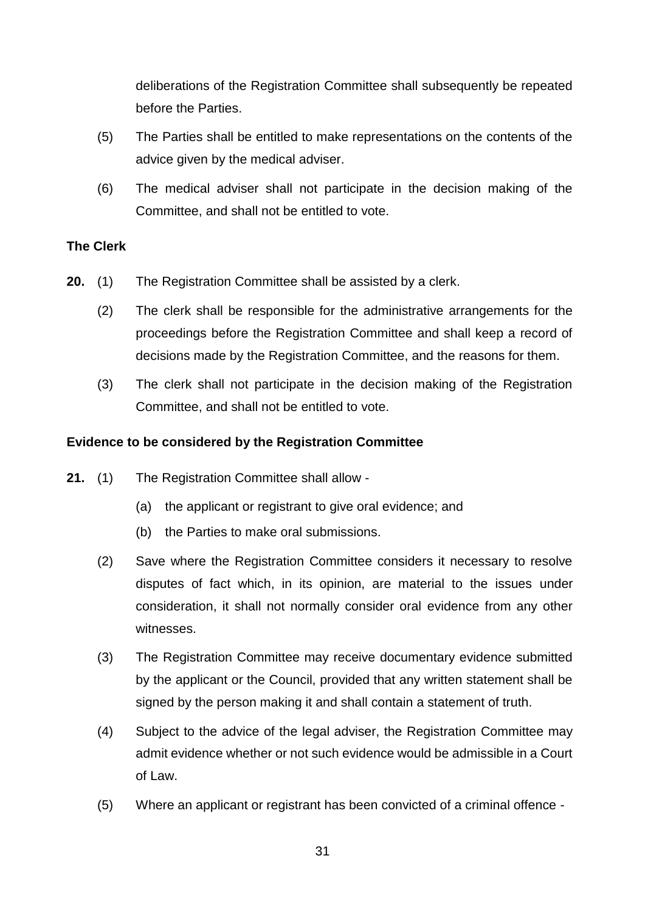deliberations of the Registration Committee shall subsequently be repeated before the Parties.

(5) The Parties shall be entitled to make representations on the contents of the advice given by the medical adviser.

(6) The medical adviser shall not participate in the decision making of the Committee, and shall not be entitled to vote.

**The Clerk**

**20.** (1) The Registration Committee shall be assisted by a clerk.

(2) The clerk shall be responsible for the administrative arrangements for the proceedings before the Registration Committee and shall keep a record of decisions made by the Registration Committee, and the reasons for them.

(3) The clerk shall not participate in the decision making of the Registration Committee, and shall not be entitled to vote.

**Evidence to be considered by the Registration Committee**

**21.** (1) The Registration Committee shall allow -

(a) the applicant or registrant to give oral evidence; and

(b) the Parties to make oral submissions.

(2) Save where the Registration Committee considers it necessary to resolve disputes of fact which, in its opinion, are material to the issues under consideration, it shall not normally consider oral evidence from any other witnesses.

(3) The Registration Committee may receive documentary evidence submitted by the applicant or the Council, provided that any written statement shall be signed by the person making it and shall contain a statement of truth.

(4) Subject to the advice of the legal adviser, the Registration Committee may admit evidence whether or not such evidence would be admissible in a Court of Law.

(5) Where an applicant or registrant has been convicted of a criminal offence -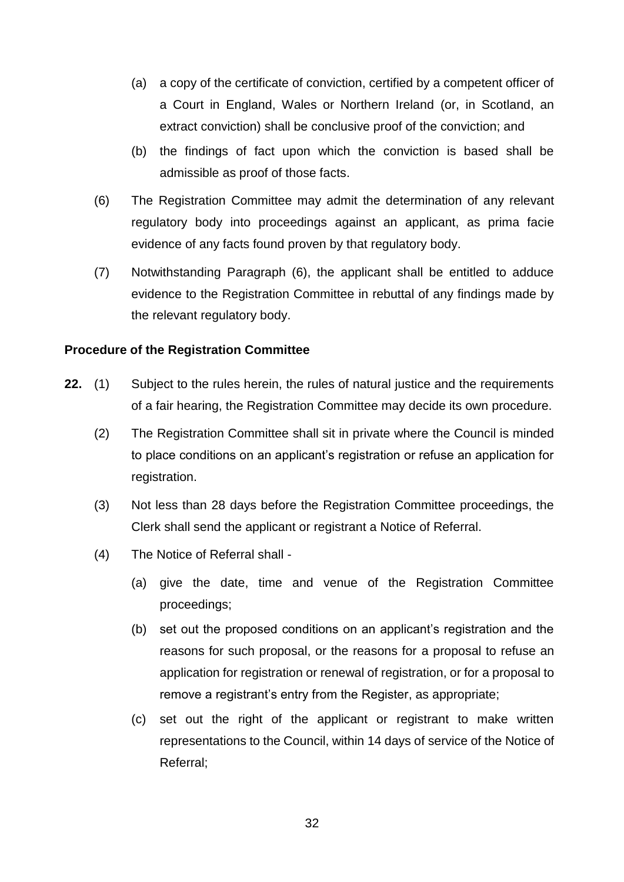(a) a copy of the certificate of conviction, certified by a competent officer of a Court in England, Wales or Northern Ireland (or, in Scotland, an extract conviction) shall be conclusive proof of the conviction; and

(b) the findings of fact upon which the conviction is based shall be admissible as proof of those facts.

(6) The Registration Committee may admit the determination of any relevant regulatory body into proceedings against an applicant, as prima facie evidence of any facts found proven by that regulatory body.

(7) Notwithstanding Paragraph (6), the applicant shall be entitled to adduce evidence to the Registration Committee in rebuttal of any findings made by the relevant regulatory body.

**Procedure of the Registration Committee**

**22.** (1) Subject to the rules herein, the rules of natural justice and the requirements of a fair hearing, the Registration Committee may decide its own procedure.

(2) The Registration Committee shall sit in private where the Council is minded to place conditions on an applicant's registration or refuse an application for registration.

(3) Not less than 28 days before the Registration Committee proceedings, the Clerk shall send the applicant or registrant a Notice of Referral.

(4) The Notice of Referral shall -

(a) give the date, time and venue of the Registration Committee proceedings;

(b) set out the proposed conditions on an applicant's registration and the reasons for such proposal, or the reasons for a proposal to refuse an application for registration or renewal of registration, or for a proposal to remove a registrant's entry from the Register, as appropriate;

(c) set out the right of the applicant or registrant to make written representations to the Council, within 14 days of service of the Notice of Referral;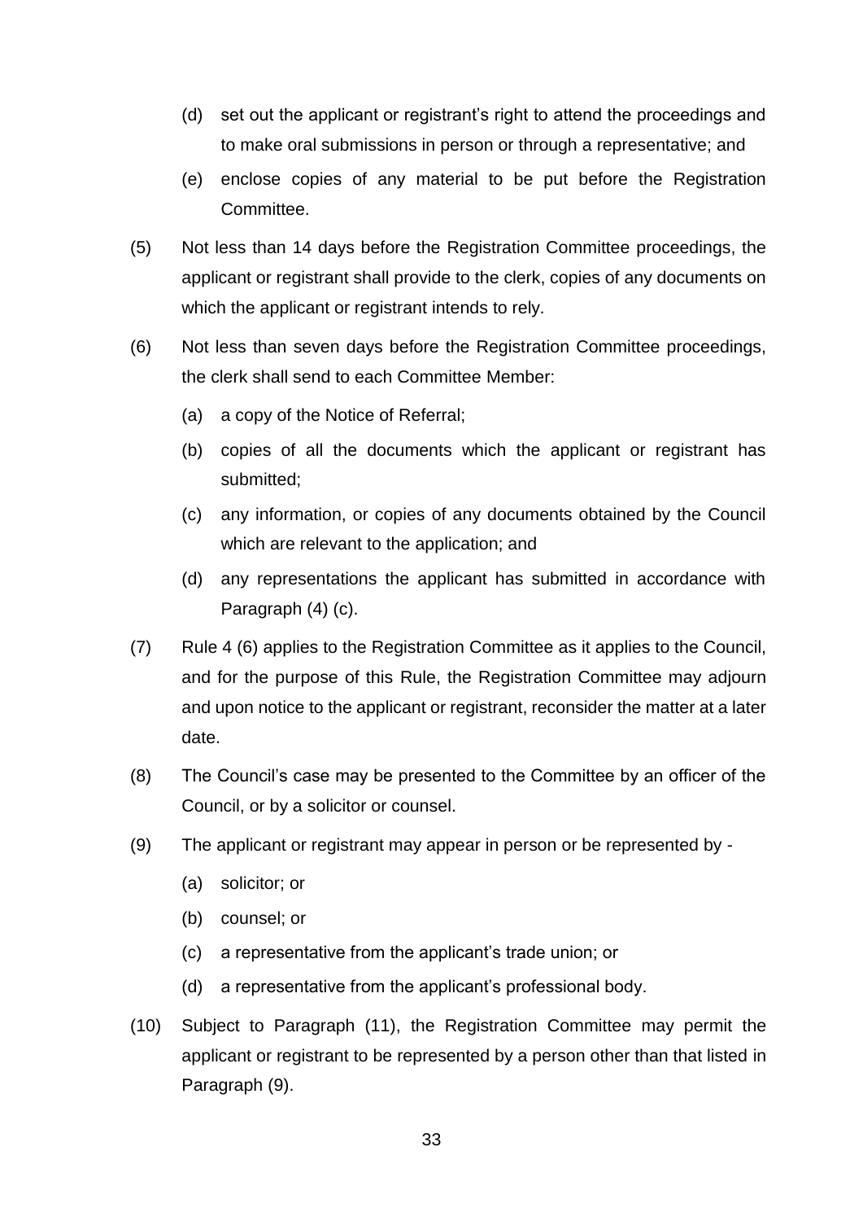(d) set out the applicant or registrant's right to attend the proceedings and to make oral submissions in person or through a representative; and

(e) enclose copies of any material to be put before the Registration Committee.

(5) Not less than 14 days before the Registration Committee proceedings, the applicant or registrant shall provide to the clerk, copies of any documents on which the applicant or registrant intends to rely.

(6) Not less than seven days before the Registration Committee proceedings, the clerk shall send to each Committee Member:

(a) a copy of the Notice of Referral;

(b) copies of all the documents which the applicant or registrant has submitted;

(c) any information, or copies of any documents obtained by the Council which are relevant to the application; and

(d) any representations the applicant has submitted in accordance with Paragraph (4) (c).

(7) Rule 4 (6) applies to the Registration Committee as it applies to the Council, and for the purpose of this Rule, the Registration Committee may adjourn and upon notice to the applicant or registrant, reconsider the matter at a later date.

(8) The Council's case may be presented to the Committee by an officer of the Council, or by a solicitor or counsel.

(9) The applicant or registrant may appear in person or be represented by -

(a) solicitor; or

(b) counsel; or

(c) a representative from the applicant's trade union; or

(d) a representative from the applicant's professional body.

(10) Subject to Paragraph (11), the Registration Committee may permit the applicant or registrant to be represented by a person other than that listed in Paragraph (9).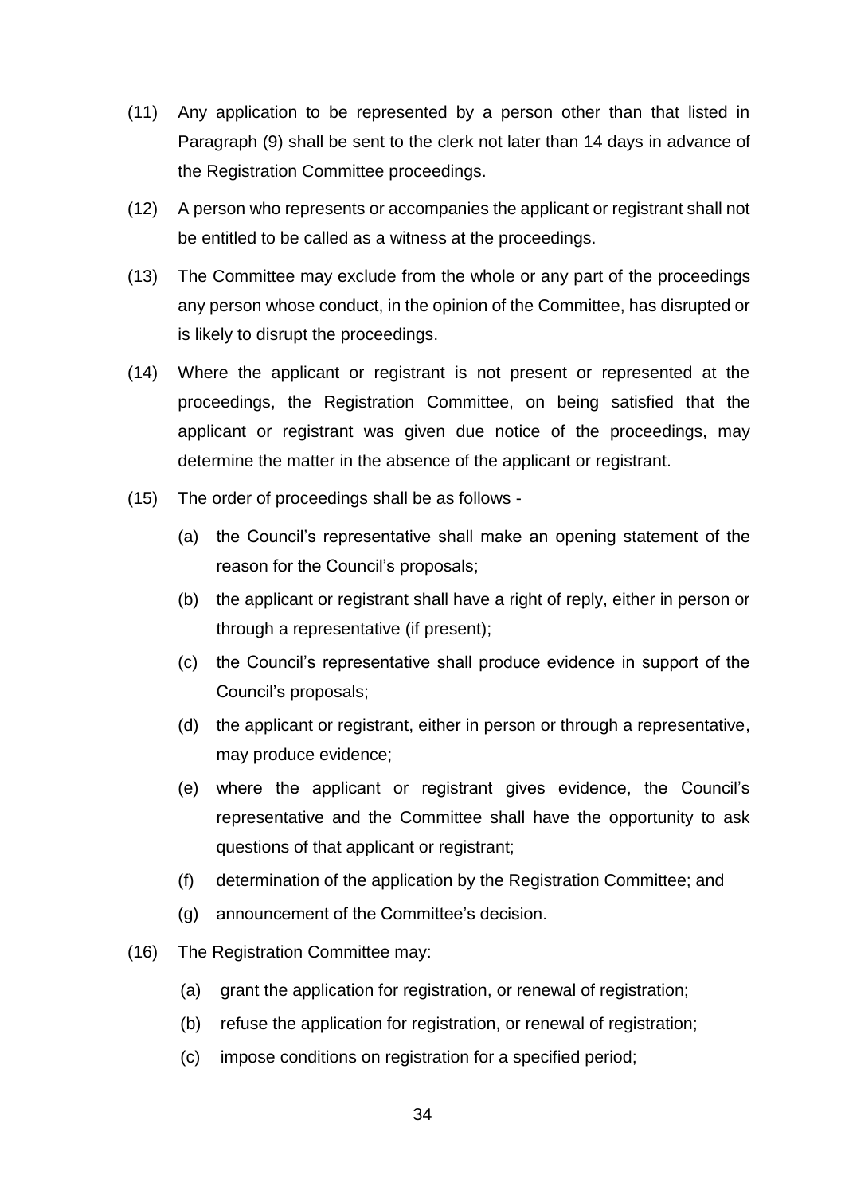(11) Any application to be represented by a person other than that listed in Paragraph (9) shall be sent to the clerk not later than 14 days in advance of the Registration Committee proceedings.

(12) A person who represents or accompanies the applicant or registrant shall not be entitled to be called as a witness at the proceedings.

(13) The Committee may exclude from the whole or any part of the proceedings any person whose conduct, in the opinion of the Committee, has disrupted or is likely to disrupt the proceedings.

(14) Where the applicant or registrant is not present or represented at the proceedings, the Registration Committee, on being satisfied that the applicant or registrant was given due notice of the proceedings, may determine the matter in the absence of the applicant or registrant.

(15) The order of proceedings shall be as follows -

  (a) the Council's representative shall make an opening statement of the reason for the Council's proposals;

  (b) the applicant or registrant shall have a right of reply, either in person or through a representative (if present);

  (c) the Council's representative shall produce evidence in support of the Council's proposals;

  (d) the applicant or registrant, either in person or through a representative, may produce evidence;

  (e) where the applicant or registrant gives evidence, the Council's representative and the Committee shall have the opportunity to ask questions of that applicant or registrant;

  (f) determination of the application by the Registration Committee; and

  (g) announcement of the Committee's decision.

(16) The Registration Committee may:

  (a) grant the application for registration, or renewal of registration;

  (b) refuse the application for registration, or renewal of registration;

  (c) impose conditions on registration for a specified period;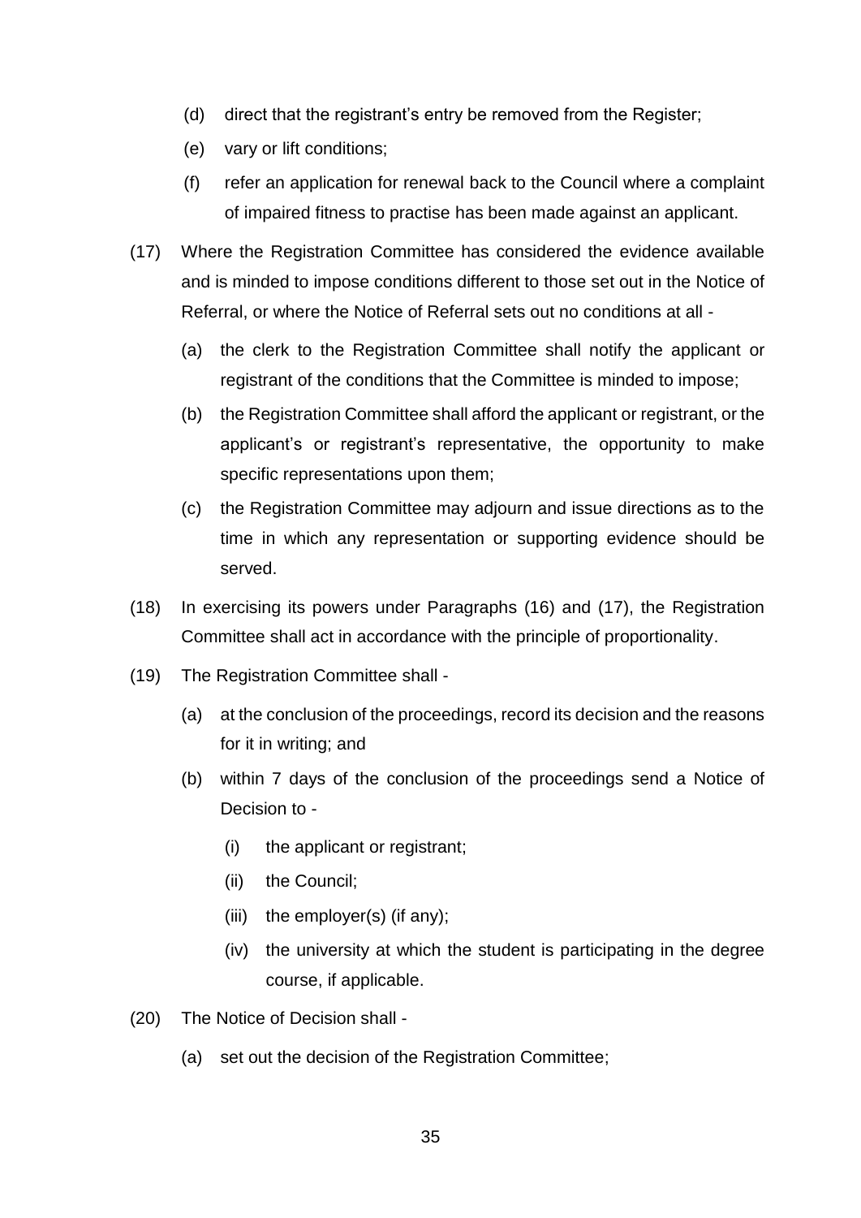(d) direct that the registrant's entry be removed from the Register;

(e) vary or lift conditions;

(f) refer an application for renewal back to the Council where a complaint of impaired fitness to practise has been made against an applicant.

(17) Where the Registration Committee has considered the evidence available and is minded to impose conditions different to those set out in the Notice of Referral, or where the Notice of Referral sets out no conditions at all -

(a) the clerk to the Registration Committee shall notify the applicant or registrant of the conditions that the Committee is minded to impose;

(b) the Registration Committee shall afford the applicant or registrant, or the applicant's or registrant's representative, the opportunity to make specific representations upon them;

(c) the Registration Committee may adjourn and issue directions as to the time in which any representation or supporting evidence should be served.

(18) In exercising its powers under Paragraphs (16) and (17), the Registration Committee shall act in accordance with the principle of proportionality.

(19) The Registration Committee shall -

(a) at the conclusion of the proceedings, record its decision and the reasons for it in writing; and

(b) within 7 days of the conclusion of the proceedings send a Notice of Decision to -

(i) the applicant or registrant;

(ii) the Council;

(iii) the employer(s) (if any);

(iv) the university at which the student is participating in the degree course, if applicable.

(20) The Notice of Decision shall -

(a) set out the decision of the Registration Committee;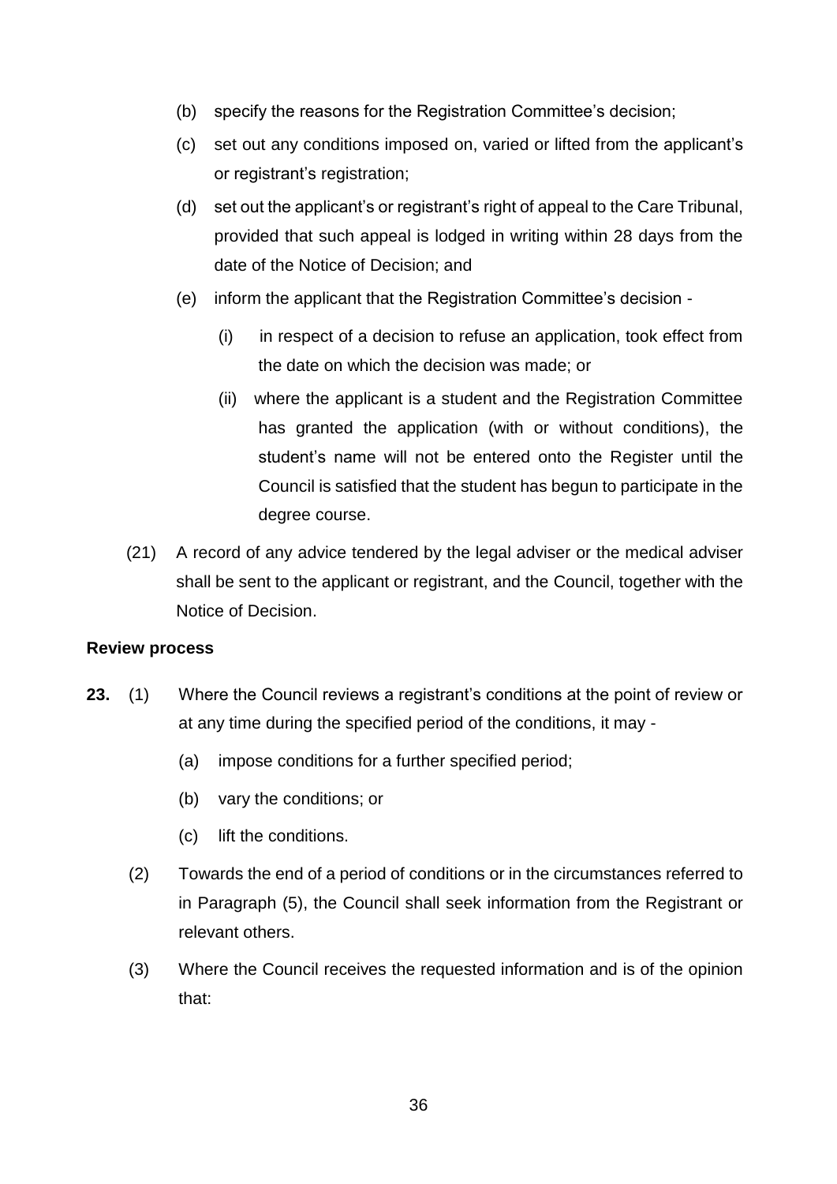(b) specify the reasons for the Registration Committee's decision;

(c) set out any conditions imposed on, varied or lifted from the applicant's or registrant's registration;

(d) set out the applicant's or registrant's right of appeal to the Care Tribunal, provided that such appeal is lodged in writing within 28 days from the date of the Notice of Decision; and

(e) inform the applicant that the Registration Committee's decision -

(i) in respect of a decision to refuse an application, took effect from the date on which the decision was made; or

(ii) where the applicant is a student and the Registration Committee has granted the application (with or without conditions), the student's name will not be entered onto the Register until the Council is satisfied that the student has begun to participate in the degree course.

(21) A record of any advice tendered by the legal adviser or the medical adviser shall be sent to the applicant or registrant, and the Council, together with the Notice of Decision.

**Review process**

**23.** (1) Where the Council reviews a registrant's conditions at the point of review or at any time during the specified period of the conditions, it may -

(a) impose conditions for a further specified period;

(b) vary the conditions; or

(c) lift the conditions.

(2) Towards the end of a period of conditions or in the circumstances referred to in Paragraph (5), the Council shall seek information from the Registrant or relevant others.

(3) Where the Council receives the requested information and is of the opinion that: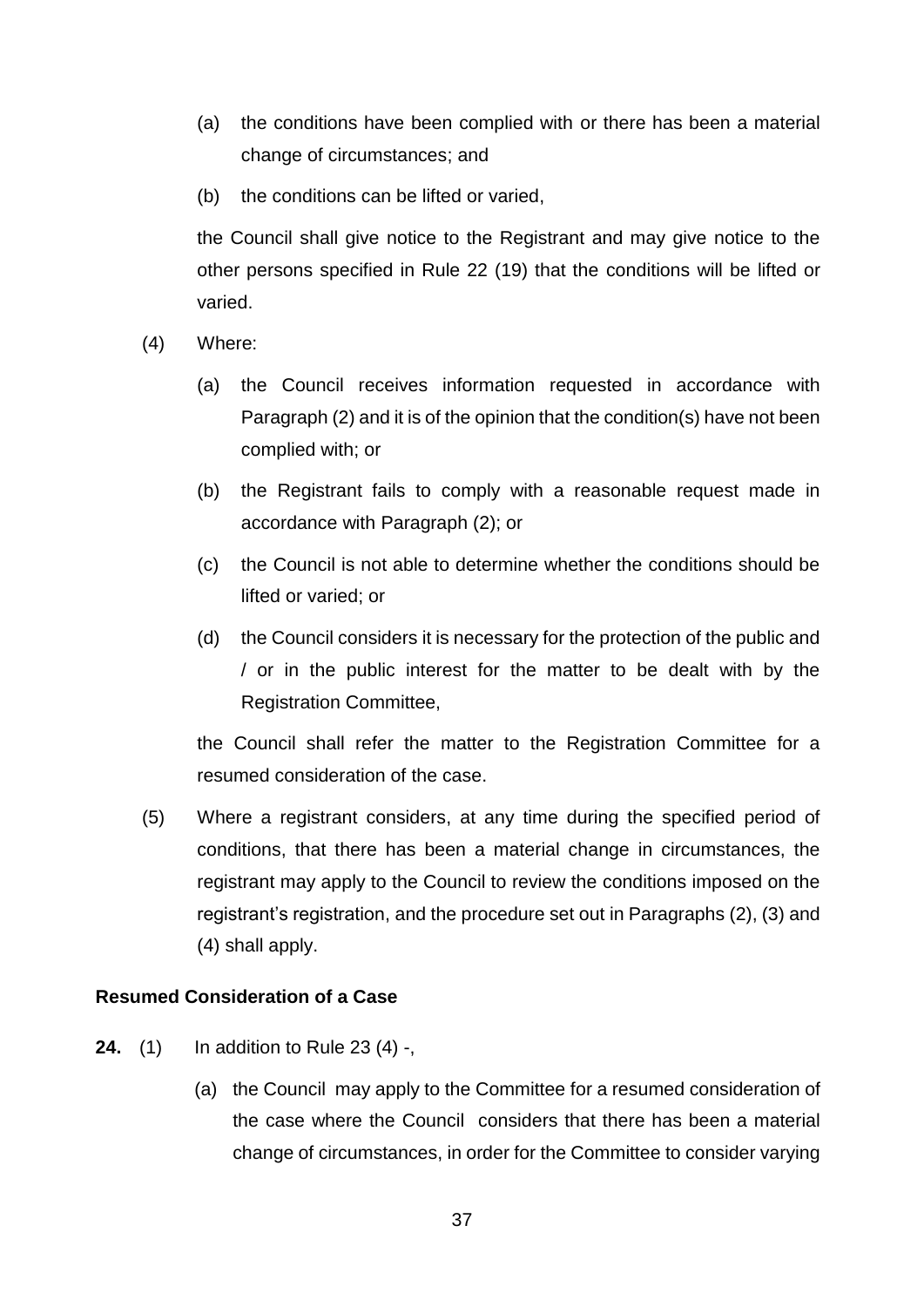(a) the conditions have been complied with or there has been a material change of circumstances; and

(b) the conditions can be lifted or varied,

the Council shall give notice to the Registrant and may give notice to the other persons specified in Rule 22 (19) that the conditions will be lifted or varied.

(4) Where:

(a) the Council receives information requested in accordance with Paragraph (2) and it is of the opinion that the condition(s) have not been complied with; or

(b) the Registrant fails to comply with a reasonable request made in accordance with Paragraph (2); or

(c) the Council is not able to determine whether the conditions should be lifted or varied; or

(d) the Council considers it is necessary for the protection of the public and / or in the public interest for the matter to be dealt with by the Registration Committee,

the Council shall refer the matter to the Registration Committee for a resumed consideration of the case.

(5) Where a registrant considers, at any time during the specified period of conditions, that there has been a material change in circumstances, the registrant may apply to the Council to review the conditions imposed on the registrant's registration, and the procedure set out in Paragraphs (2), (3) and (4) shall apply.

**Resumed Consideration of a Case**

**24.** (1) In addition to Rule 23 (4) -,

(a) the Council may apply to the Committee for a resumed consideration of the case where the Council considers that there has been a material change of circumstances, in order for the Committee to consider varying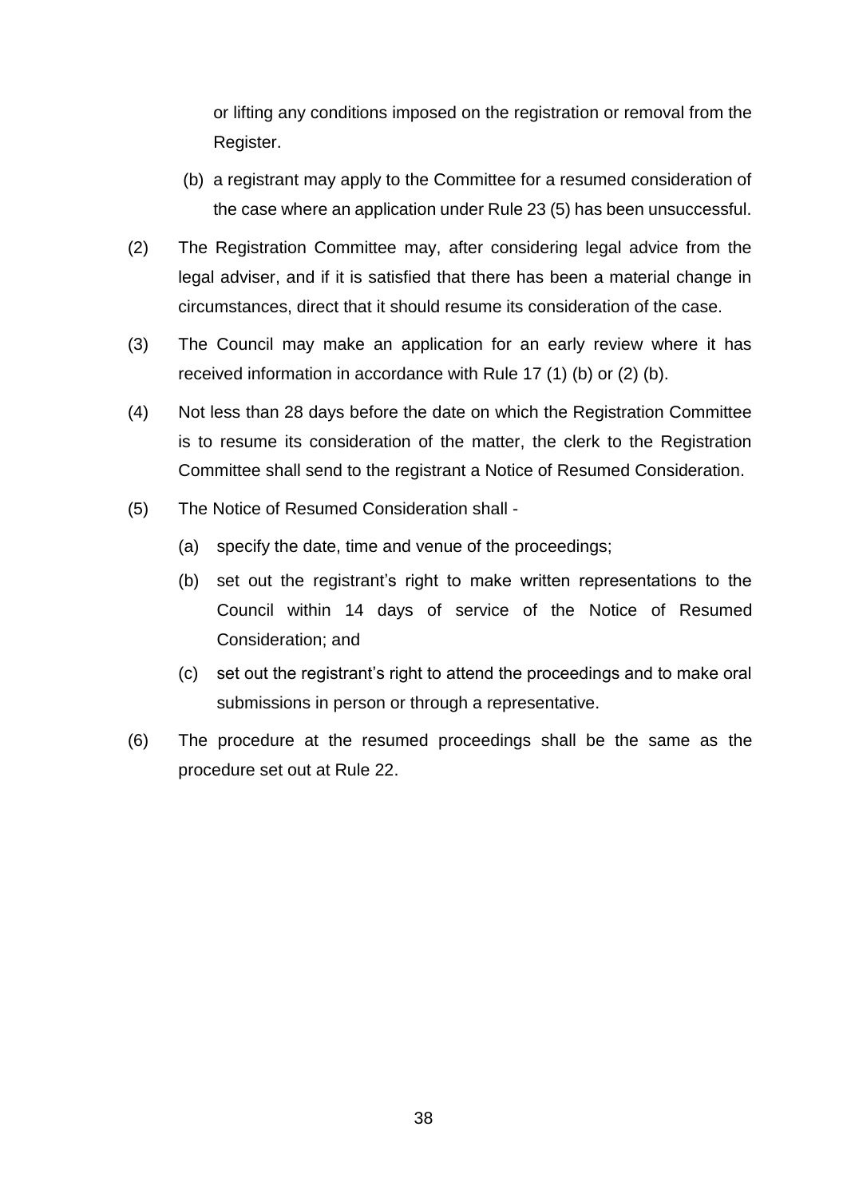or lifting any conditions imposed on the registration or removal from the Register.

(b) a registrant may apply to the Committee for a resumed consideration of the case where an application under Rule 23 (5) has been unsuccessful.

(2) The Registration Committee may, after considering legal advice from the legal adviser, and if it is satisfied that there has been a material change in circumstances, direct that it should resume its consideration of the case.

(3) The Council may make an application for an early review where it has received information in accordance with Rule 17 (1) (b) or (2) (b).

(4) Not less than 28 days before the date on which the Registration Committee is to resume its consideration of the matter, the clerk to the Registration Committee shall send to the registrant a Notice of Resumed Consideration.

(5) The Notice of Resumed Consideration shall -

(a) specify the date, time and venue of the proceedings;

(b) set out the registrant's right to make written representations to the Council within 14 days of service of the Notice of Resumed Consideration; and

(c) set out the registrant's right to attend the proceedings and to make oral submissions in person or through a representative.

(6) The procedure at the resumed proceedings shall be the same as the procedure set out at Rule 22.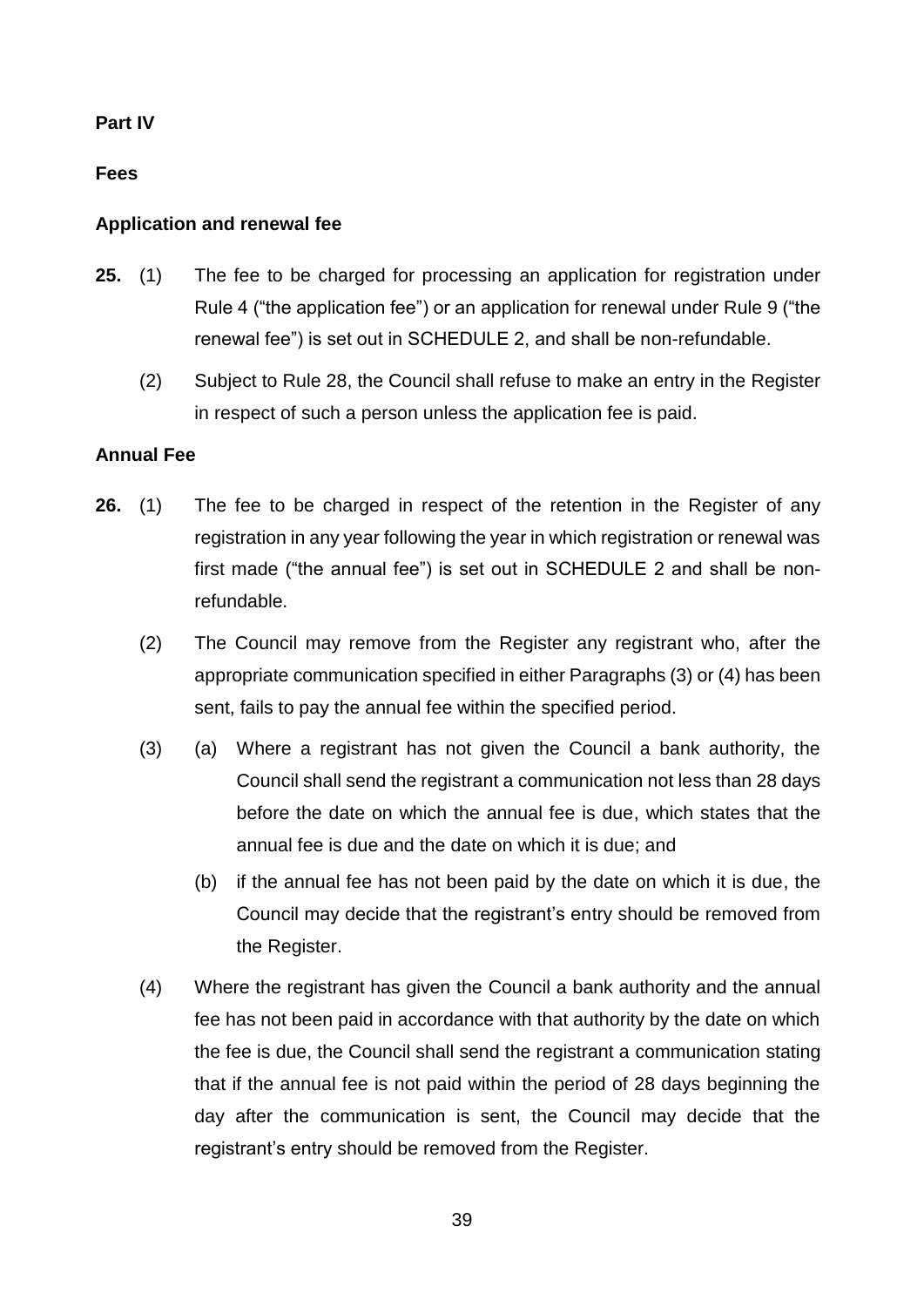## Part IV

## Fees

### Application and renewal fee

**25.** (1) The fee to be charged for processing an application for registration under Rule 4 ("the application fee") or an application for renewal under Rule 9 ("the renewal fee") is set out in SCHEDULE 2, and shall be non-refundable.

(2) Subject to Rule 28, the Council shall refuse to make an entry in the Register in respect of such a person unless the application fee is paid.

### Annual Fee

**26.** (1) The fee to be charged in respect of the retention in the Register of any registration in any year following the year in which registration or renewal was first made ("the annual fee") is set out in SCHEDULE 2 and shall be non-refundable.

(2) The Council may remove from the Register any registrant who, after the appropriate communication specified in either Paragraphs (3) or (4) has been sent, fails to pay the annual fee within the specified period.

(3) (a) Where a registrant has not given the Council a bank authority, the Council shall send the registrant a communication not less than 28 days before the date on which the annual fee is due, which states that the annual fee is due and the date on which it is due; and

(b) if the annual fee has not been paid by the date on which it is due, the Council may decide that the registrant's entry should be removed from the Register.

(4) Where the registrant has given the Council a bank authority and the annual fee has not been paid in accordance with that authority by the date on which the fee is due, the Council shall send the registrant a communication stating that if the annual fee is not paid within the period of 28 days beginning the day after the communication is sent, the Council may decide that the registrant's entry should be removed from the Register.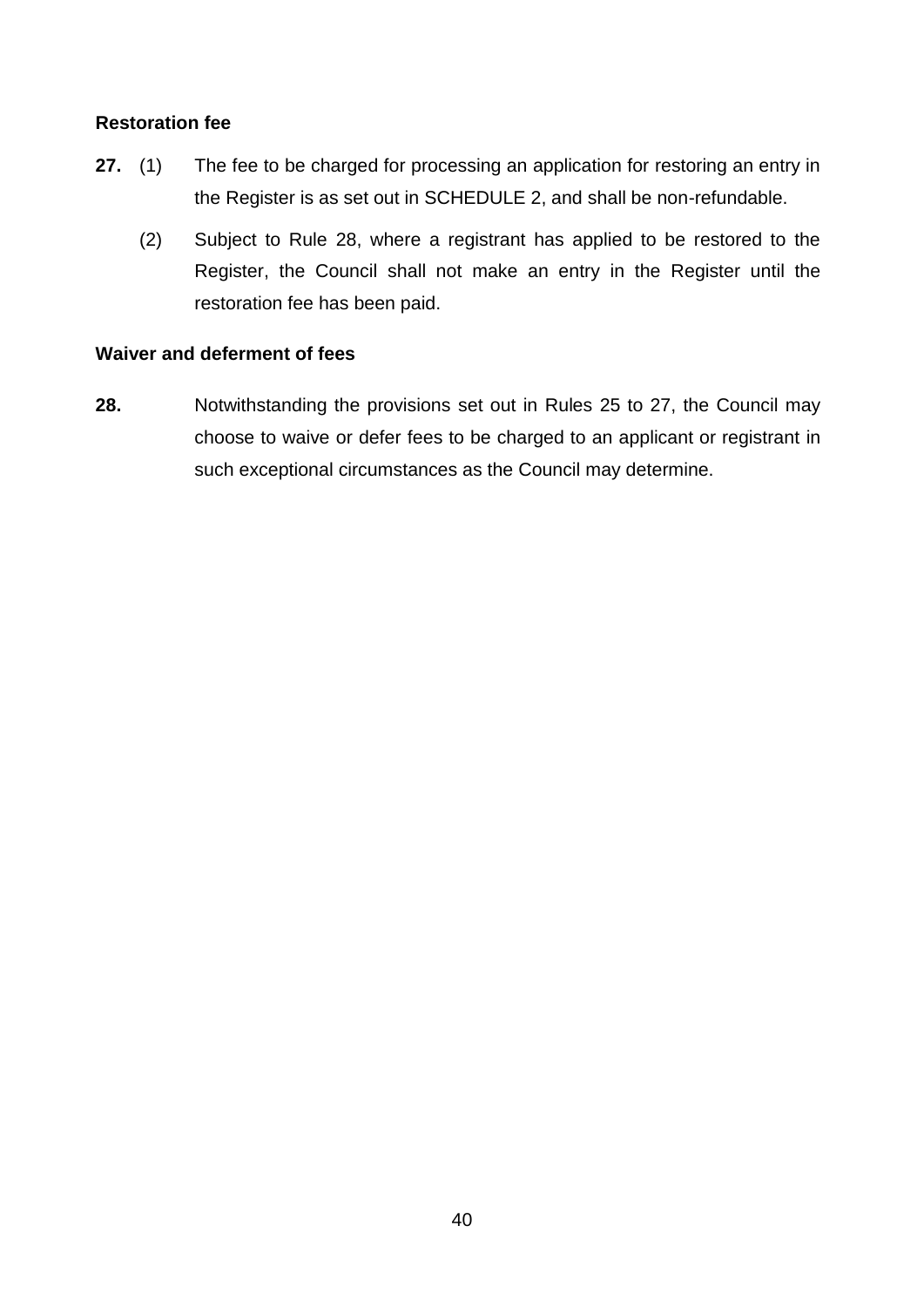**Restoration fee**

**27.** (1) The fee to be charged for processing an application for restoring an entry in the Register is as set out in SCHEDULE 2, and shall be non-refundable.

(2) Subject to Rule 28, where a registrant has applied to be restored to the Register, the Council shall not make an entry in the Register until the restoration fee has been paid.

**Waiver and deferment of fees**

**28.** Notwithstanding the provisions set out in Rules 25 to 27, the Council may choose to waive or defer fees to be charged to an applicant or registrant in such exceptional circumstances as the Council may determine.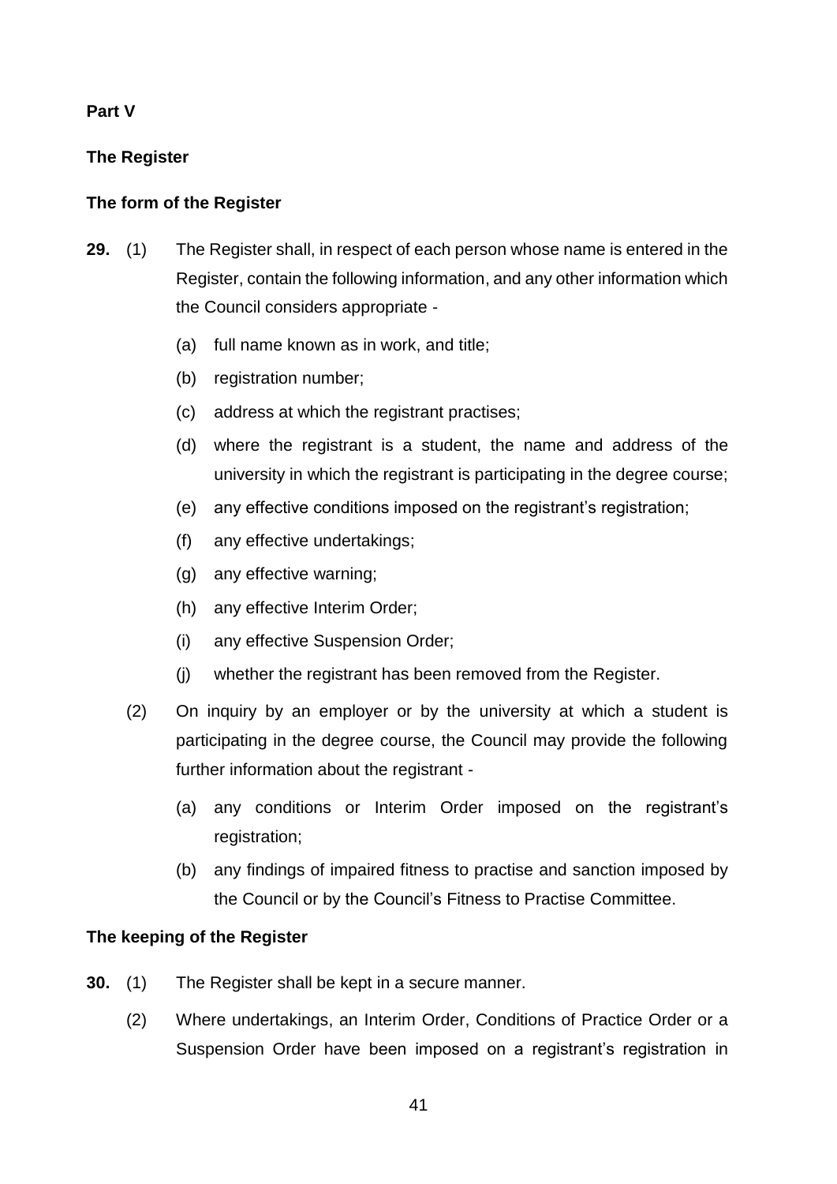**Part V**

**The Register**

**The form of the Register**

**29.** (1) The Register shall, in respect of each person whose name is entered in the Register, contain the following information, and any other information which the Council considers appropriate -

(a) full name known as in work, and title;

(b) registration number;

(c) address at which the registrant practises;

(d) where the registrant is a student, the name and address of the university in which the registrant is participating in the degree course;

(e) any effective conditions imposed on the registrant's registration;

(f) any effective undertakings;

(g) any effective warning;

(h) any effective Interim Order;

(i) any effective Suspension Order;

(j) whether the registrant has been removed from the Register.

(2) On inquiry by an employer or by the university at which a student is participating in the degree course, the Council may provide the following further information about the registrant -

(a) any conditions or Interim Order imposed on the registrant's registration;

(b) any findings of impaired fitness to practise and sanction imposed by the Council or by the Council's Fitness to Practise Committee.

**The keeping of the Register**

**30.** (1) The Register shall be kept in a secure manner.

(2) Where undertakings, an Interim Order, Conditions of Practice Order or a Suspension Order have been imposed on a registrant's registration in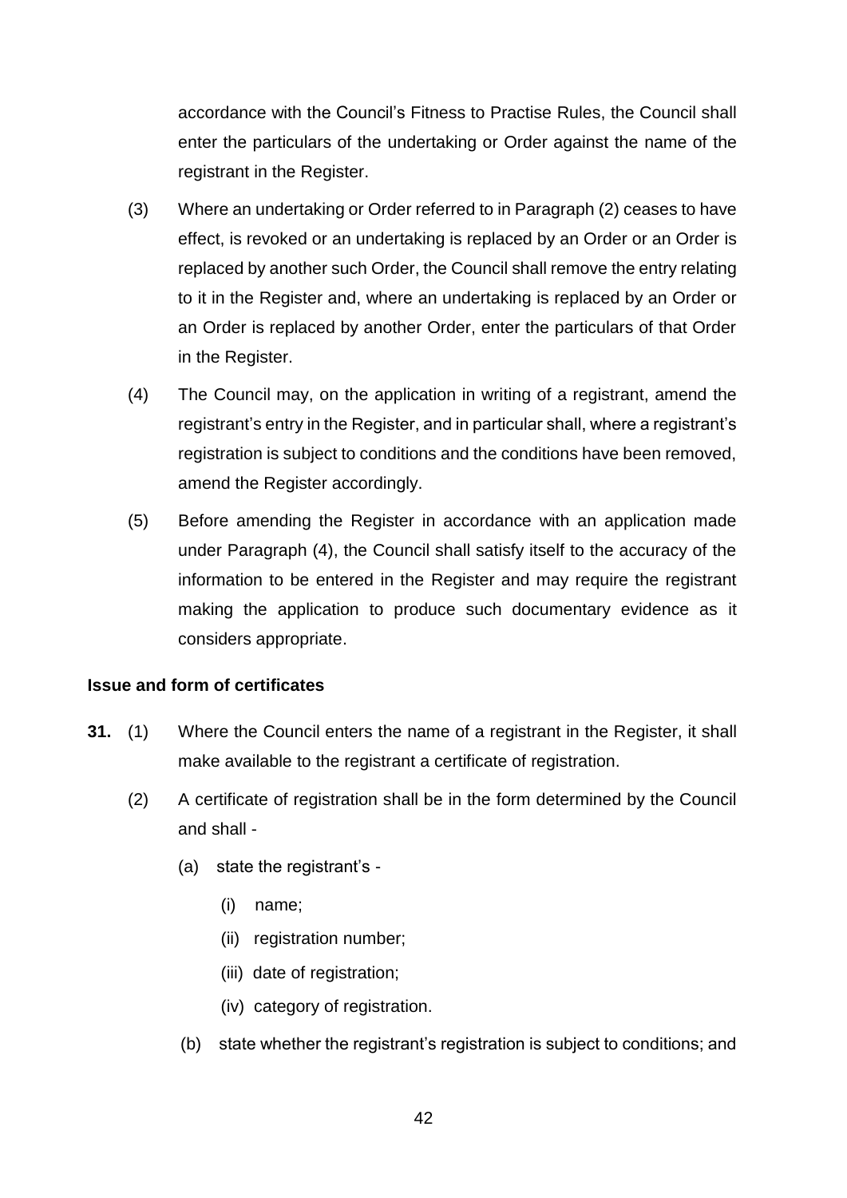accordance with the Council's Fitness to Practise Rules, the Council shall enter the particulars of the undertaking or Order against the name of the registrant in the Register.

(3) Where an undertaking or Order referred to in Paragraph (2) ceases to have effect, is revoked or an undertaking is replaced by an Order or an Order is replaced by another such Order, the Council shall remove the entry relating to it in the Register and, where an undertaking is replaced by an Order or an Order is replaced by another Order, enter the particulars of that Order in the Register.

(4) The Council may, on the application in writing of a registrant, amend the registrant's entry in the Register, and in particular shall, where a registrant's registration is subject to conditions and the conditions have been removed, amend the Register accordingly.

(5) Before amending the Register in accordance with an application made under Paragraph (4), the Council shall satisfy itself to the accuracy of the information to be entered in the Register and may require the registrant making the application to produce such documentary evidence as it considers appropriate.

**Issue and form of certificates**

**31.** (1) Where the Council enters the name of a registrant in the Register, it shall make available to the registrant a certificate of registration.

(2) A certificate of registration shall be in the form determined by the Council and shall -

(a) state the registrant's -

(i) name;

(ii) registration number;

(iii) date of registration;

(iv) category of registration.

(b) state whether the registrant's registration is subject to conditions; and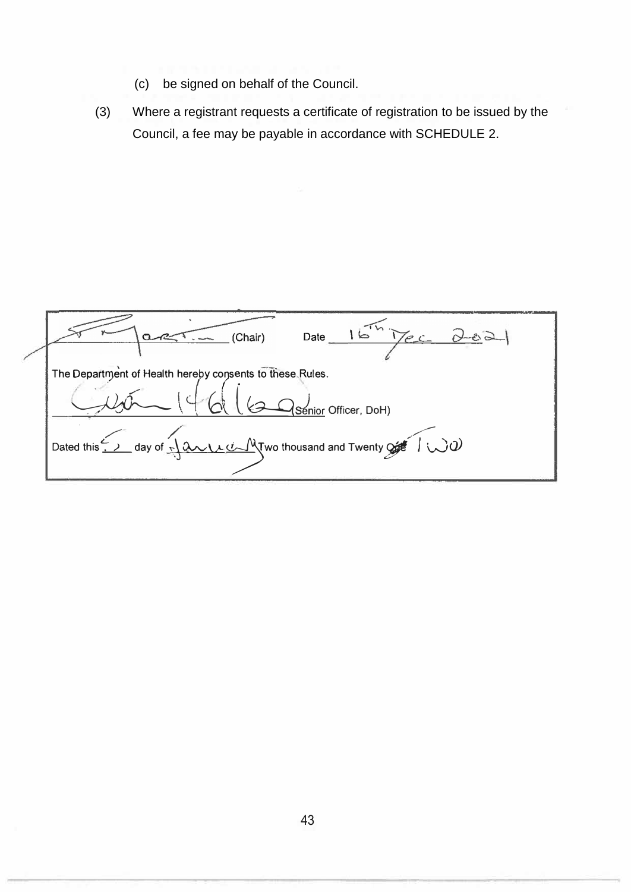(c) be signed on behalf of the Council.

(3) Where a registrant requests a certificate of registration to be issued by the Council, a fee may be payable in accordance with SCHEDULE 2.

_________________________ (Chair) Date 16th Dec 2021

The Department of Health hereby consents to these Rules.

_________________________ (Senior Officer, DoH)

Dated this 5 day of January Two thousand and Twenty Two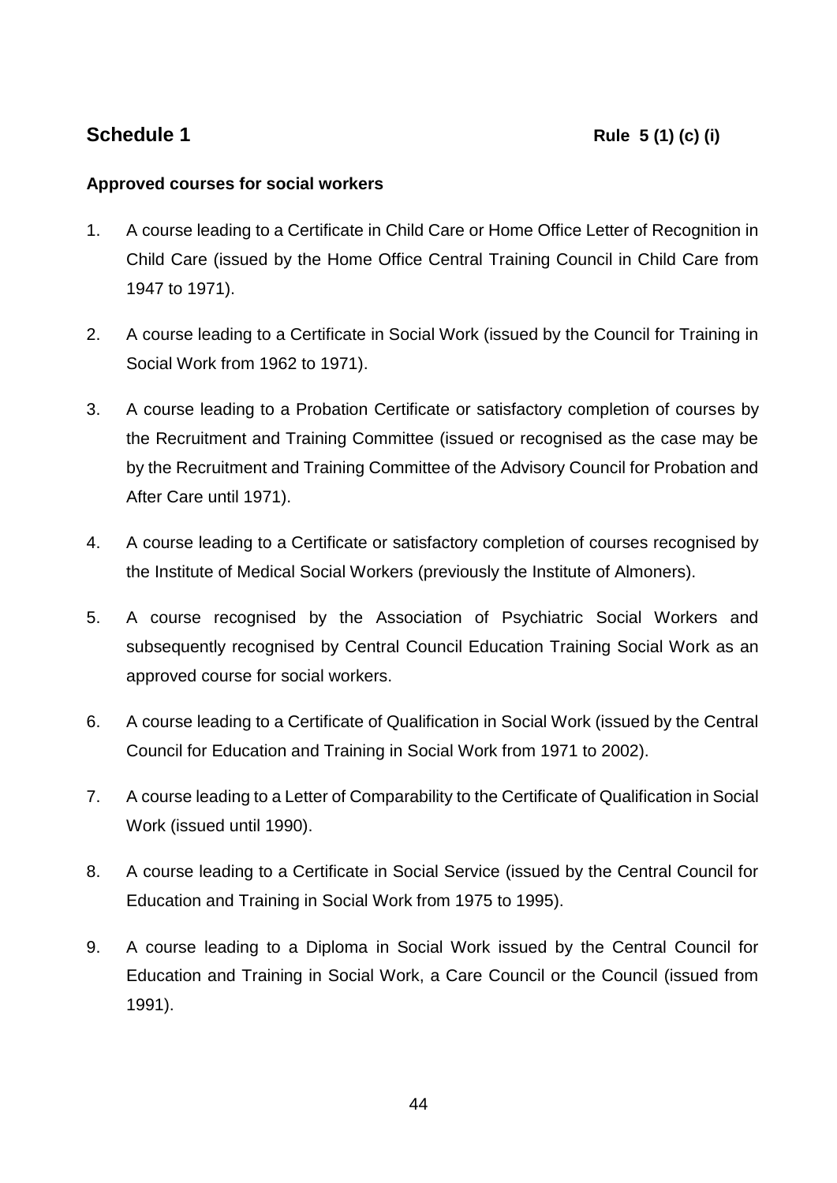## Schedule 1

**Rule 5 (1) (c) (i)**

**Approved courses for social workers**

1. A course leading to a Certificate in Child Care or Home Office Letter of Recognition in Child Care (issued by the Home Office Central Training Council in Child Care from 1947 to 1971).

2. A course leading to a Certificate in Social Work (issued by the Council for Training in Social Work from 1962 to 1971).

3. A course leading to a Probation Certificate or satisfactory completion of courses by the Recruitment and Training Committee (issued or recognised as the case may be by the Recruitment and Training Committee of the Advisory Council for Probation and After Care until 1971).

4. A course leading to a Certificate or satisfactory completion of courses recognised by the Institute of Medical Social Workers (previously the Institute of Almoners).

5. A course recognised by the Association of Psychiatric Social Workers and subsequently recognised by Central Council Education Training Social Work as an approved course for social workers.

6. A course leading to a Certificate of Qualification in Social Work (issued by the Central Council for Education and Training in Social Work from 1971 to 2002).

7. A course leading to a Letter of Comparability to the Certificate of Qualification in Social Work (issued until 1990).

8. A course leading to a Certificate in Social Service (issued by the Central Council for Education and Training in Social Work from 1975 to 1995).

9. A course leading to a Diploma in Social Work issued by the Central Council for Education and Training in Social Work, a Care Council or the Council (issued from 1991).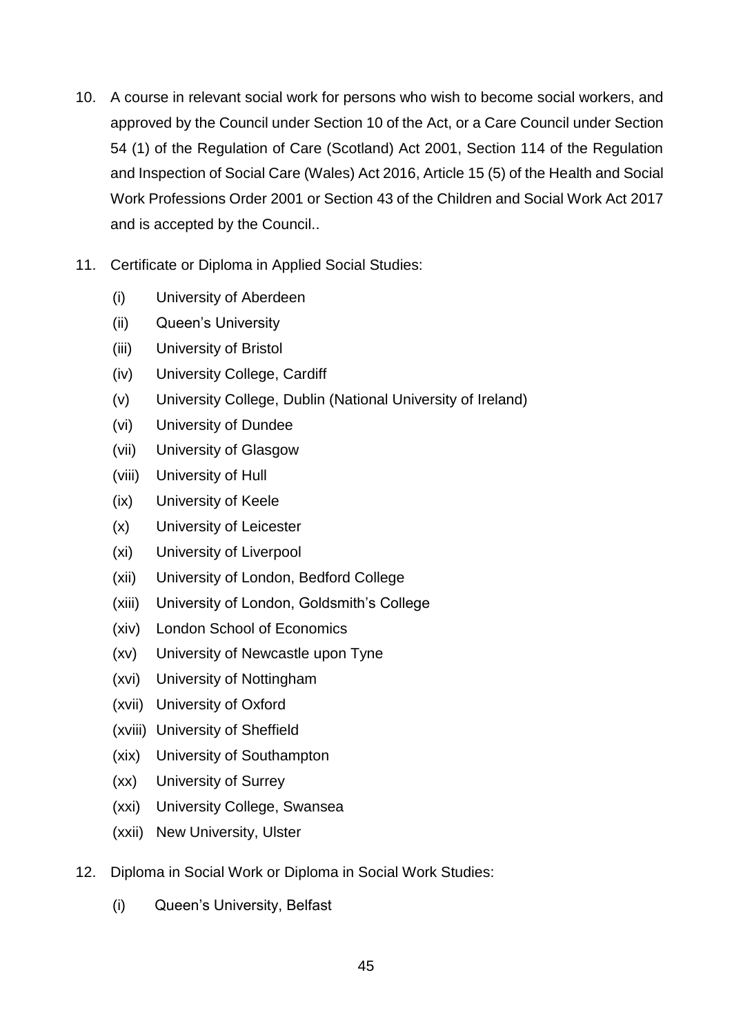10. A course in relevant social work for persons who wish to become social workers, and approved by the Council under Section 10 of the Act, or a Care Council under Section 54 (1) of the Regulation of Care (Scotland) Act 2001, Section 114 of the Regulation and Inspection of Social Care (Wales) Act 2016, Article 15 (5) of the Health and Social Work Professions Order 2001 or Section 43 of the Children and Social Work Act 2017 and is accepted by the Council..

11. Certificate or Diploma in Applied Social Studies:

    (i) University of Aberdeen
    (ii) Queen's University
    (iii) University of Bristol
    (iv) University College, Cardiff
    (v) University College, Dublin (National University of Ireland)
    (vi) University of Dundee
    (vii) University of Glasgow
    (viii) University of Hull
    (ix) University of Keele
    (x) University of Leicester
    (xi) University of Liverpool
    (xii) University of London, Bedford College
    (xiii) University of London, Goldsmith's College
    (xiv) London School of Economics
    (xv) University of Newcastle upon Tyne
    (xvi) University of Nottingham
    (xvii) University of Oxford
    (xviii) University of Sheffield
    (xix) University of Southampton
    (xx) University of Surrey
    (xxi) University College, Swansea
    (xxii) New University, Ulster

12. Diploma in Social Work or Diploma in Social Work Studies:

    (i) Queen's University, Belfast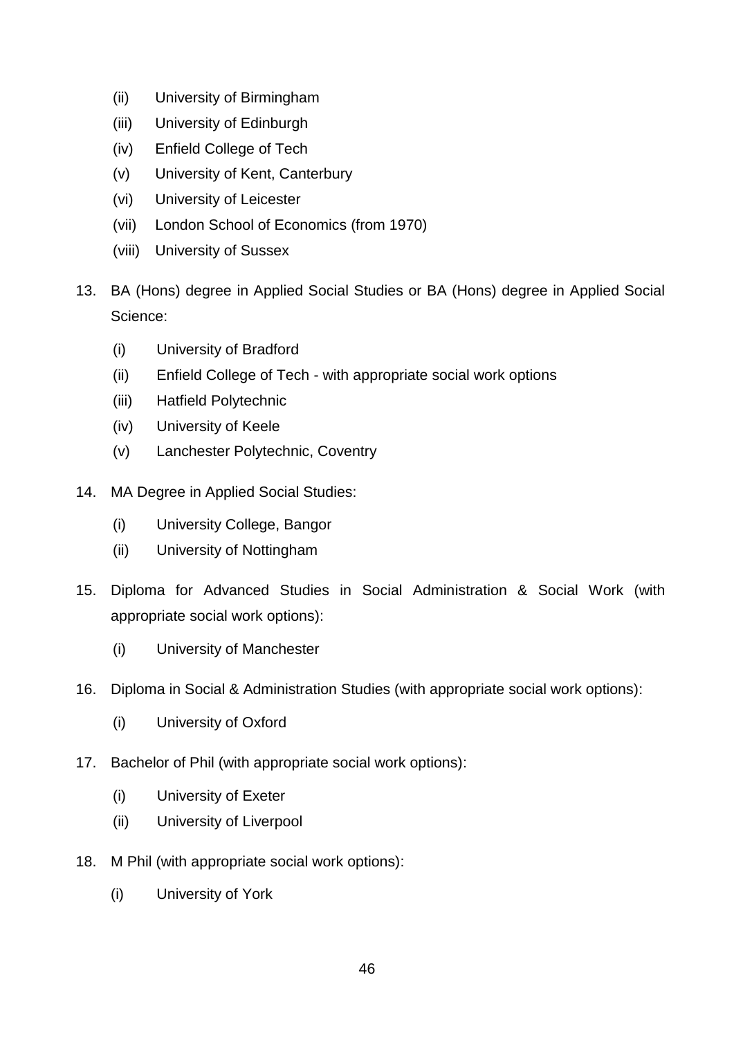(ii) University of Birmingham

(iii) University of Edinburgh

(iv) Enfield College of Tech

(v) University of Kent, Canterbury

(vi) University of Leicester

(vii) London School of Economics (from 1970)

(viii) University of Sussex

13. BA (Hons) degree in Applied Social Studies or BA (Hons) degree in Applied Social Science:

    (i) University of Bradford

    (ii) Enfield College of Tech - with appropriate social work options

    (iii) Hatfield Polytechnic

    (iv) University of Keele

    (v) Lanchester Polytechnic, Coventry

14. MA Degree in Applied Social Studies:

    (i) University College, Bangor

    (ii) University of Nottingham

15. Diploma for Advanced Studies in Social Administration & Social Work (with appropriate social work options):

    (i) University of Manchester

16. Diploma in Social & Administration Studies (with appropriate social work options):

    (i) University of Oxford

17. Bachelor of Phil (with appropriate social work options):

    (i) University of Exeter

    (ii) University of Liverpool

18. M Phil (with appropriate social work options):

    (i) University of York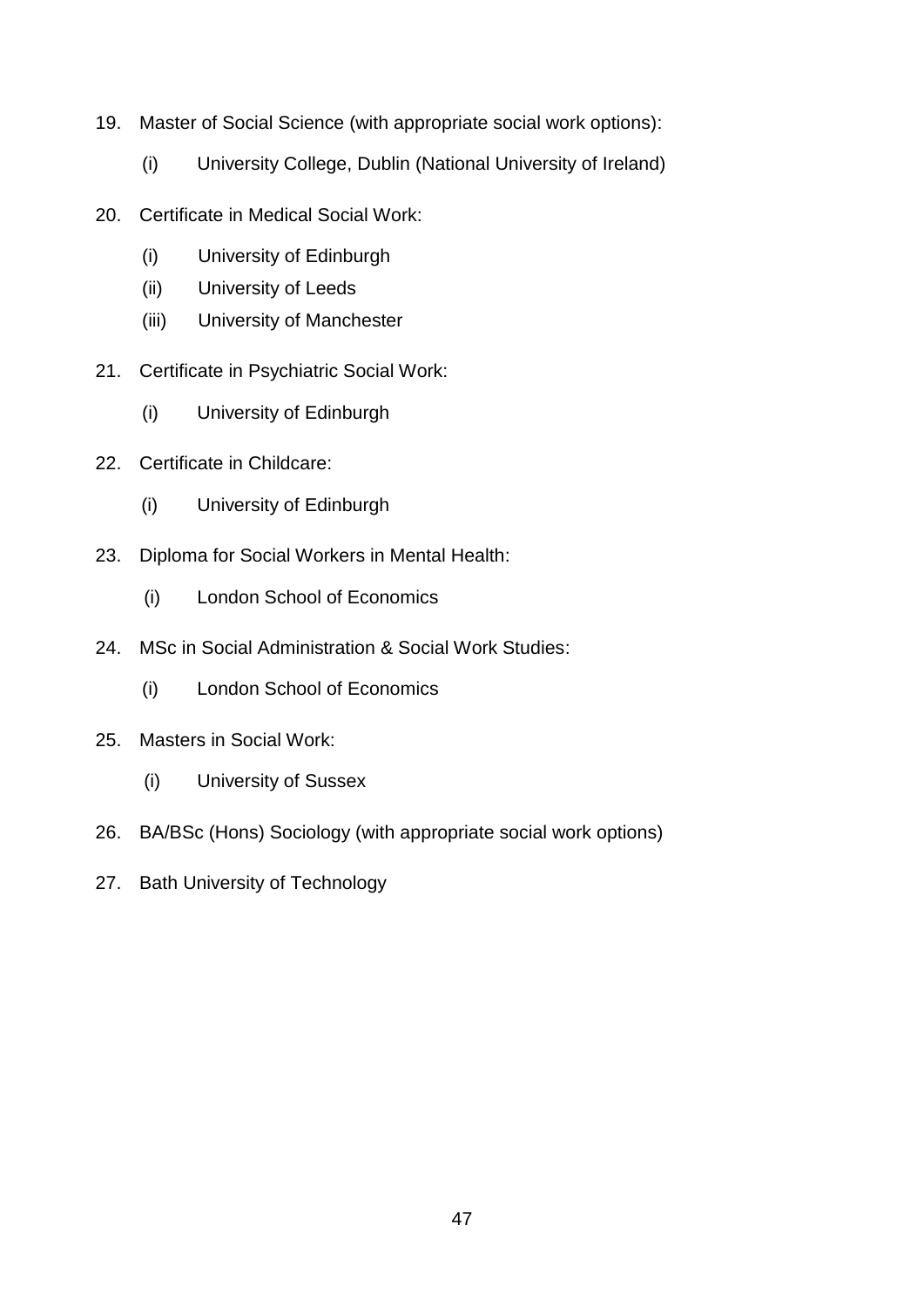19. Master of Social Science (with appropriate social work options):

    (i) University College, Dublin (National University of Ireland)

20. Certificate in Medical Social Work:

    (i) University of Edinburgh
    (ii) University of Leeds
    (iii) University of Manchester

21. Certificate in Psychiatric Social Work:

    (i) University of Edinburgh

22. Certificate in Childcare:

    (i) University of Edinburgh

23. Diploma for Social Workers in Mental Health:

    (i) London School of Economics

24. MSc in Social Administration & Social Work Studies:

    (i) London School of Economics

25. Masters in Social Work:

    (i) University of Sussex

26. BA/BSc (Hons) Sociology (with appropriate social work options)

27. Bath University of Technology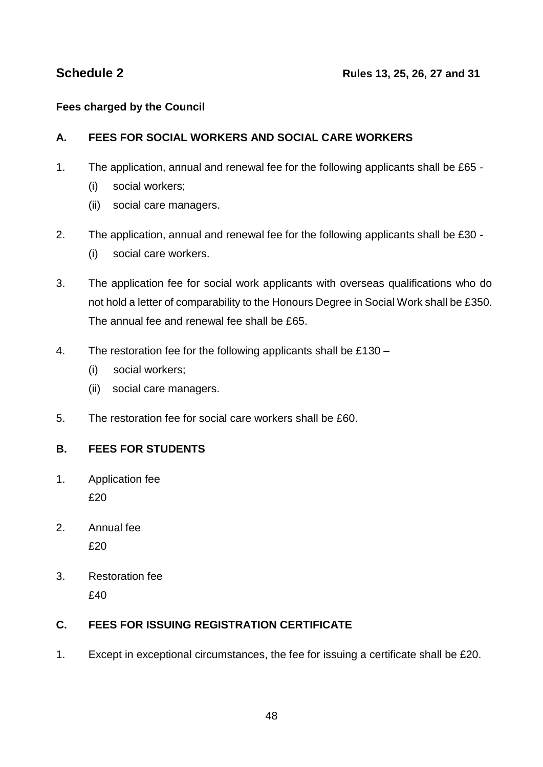## Schedule 2

**Rules 13, 25, 26, 27 and 31**

**Fees charged by the Council**

**A. FEES FOR SOCIAL WORKERS AND SOCIAL CARE WORKERS**

1. The application, annual and renewal fee for the following applicants shall be £65 -
   (i) social workers;
   (ii) social care managers.

2. The application, annual and renewal fee for the following applicants shall be £30 -
   (i) social care workers.

3. The application fee for social work applicants with overseas qualifications who do not hold a letter of comparability to the Honours Degree in Social Work shall be £350. The annual fee and renewal fee shall be £65.

4. The restoration fee for the following applicants shall be £130 –
   (i) social workers;
   (ii) social care managers.

5. The restoration fee for social care workers shall be £60.

**B. FEES FOR STUDENTS**

1. Application fee
   £20

2. Annual fee
   £20

3. Restoration fee
   £40

**C. FEES FOR ISSUING REGISTRATION CERTIFICATE**

1. Except in exceptional circumstances, the fee for issuing a certificate shall be £20.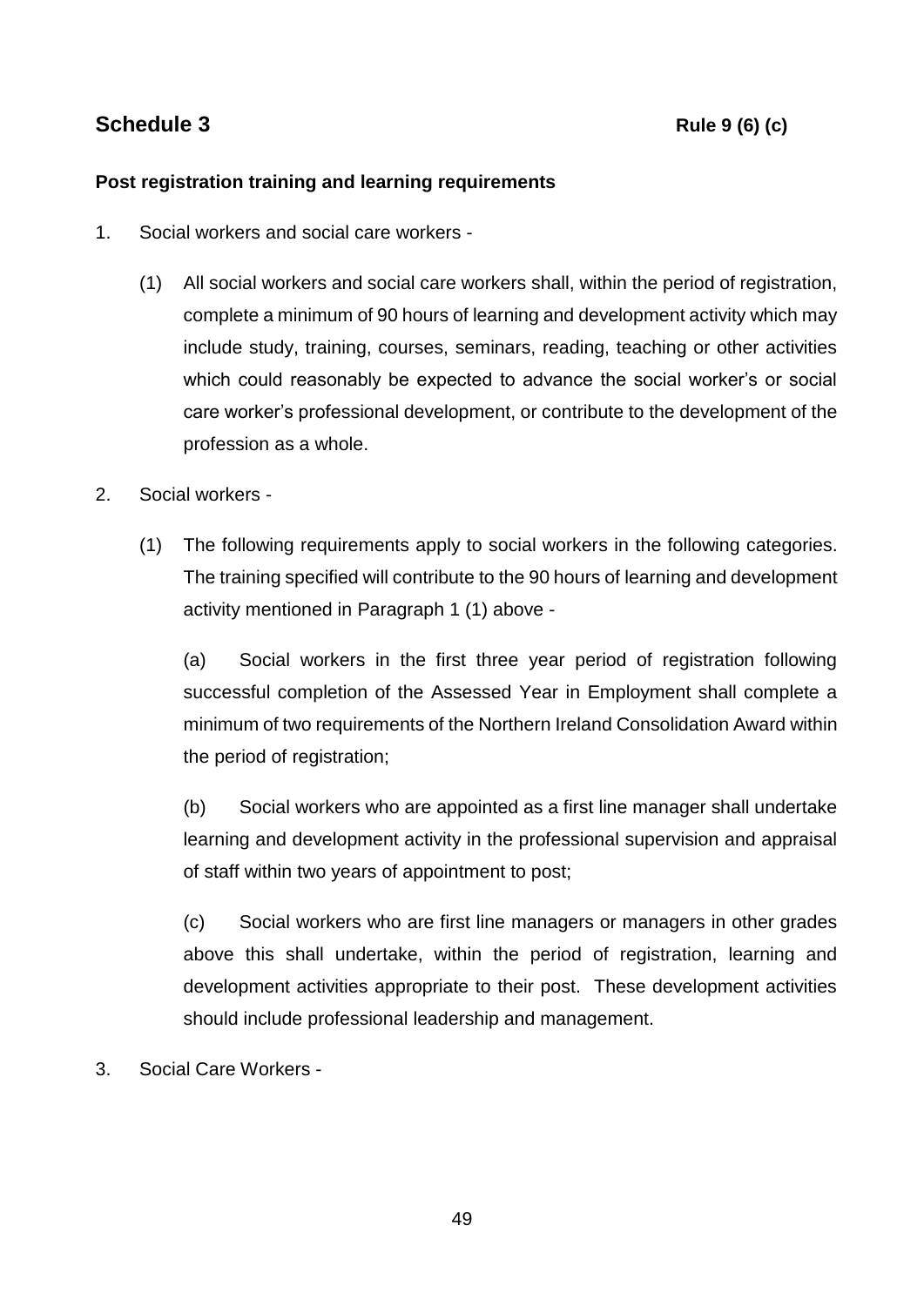## Schedule 3

**Rule 9 (6) (c)**

**Post registration training and learning requirements**

1. Social workers and social care workers -

   (1) All social workers and social care workers shall, within the period of registration, complete a minimum of 90 hours of learning and development activity which may include study, training, courses, seminars, reading, teaching or other activities which could reasonably be expected to advance the social worker's or social care worker's professional development, or contribute to the development of the profession as a whole.

2. Social workers -

   (1) The following requirements apply to social workers in the following categories. The training specified will contribute to the 90 hours of learning and development activity mentioned in Paragraph 1 (1) above -

   (a) Social workers in the first three year period of registration following successful completion of the Assessed Year in Employment shall complete a minimum of two requirements of the Northern Ireland Consolidation Award within the period of registration;

   (b) Social workers who are appointed as a first line manager shall undertake learning and development activity in the professional supervision and appraisal of staff within two years of appointment to post;

   (c) Social workers who are first line managers or managers in other grades above this shall undertake, within the period of registration, learning and development activities appropriate to their post. These development activities should include professional leadership and management.

3. Social Care Workers -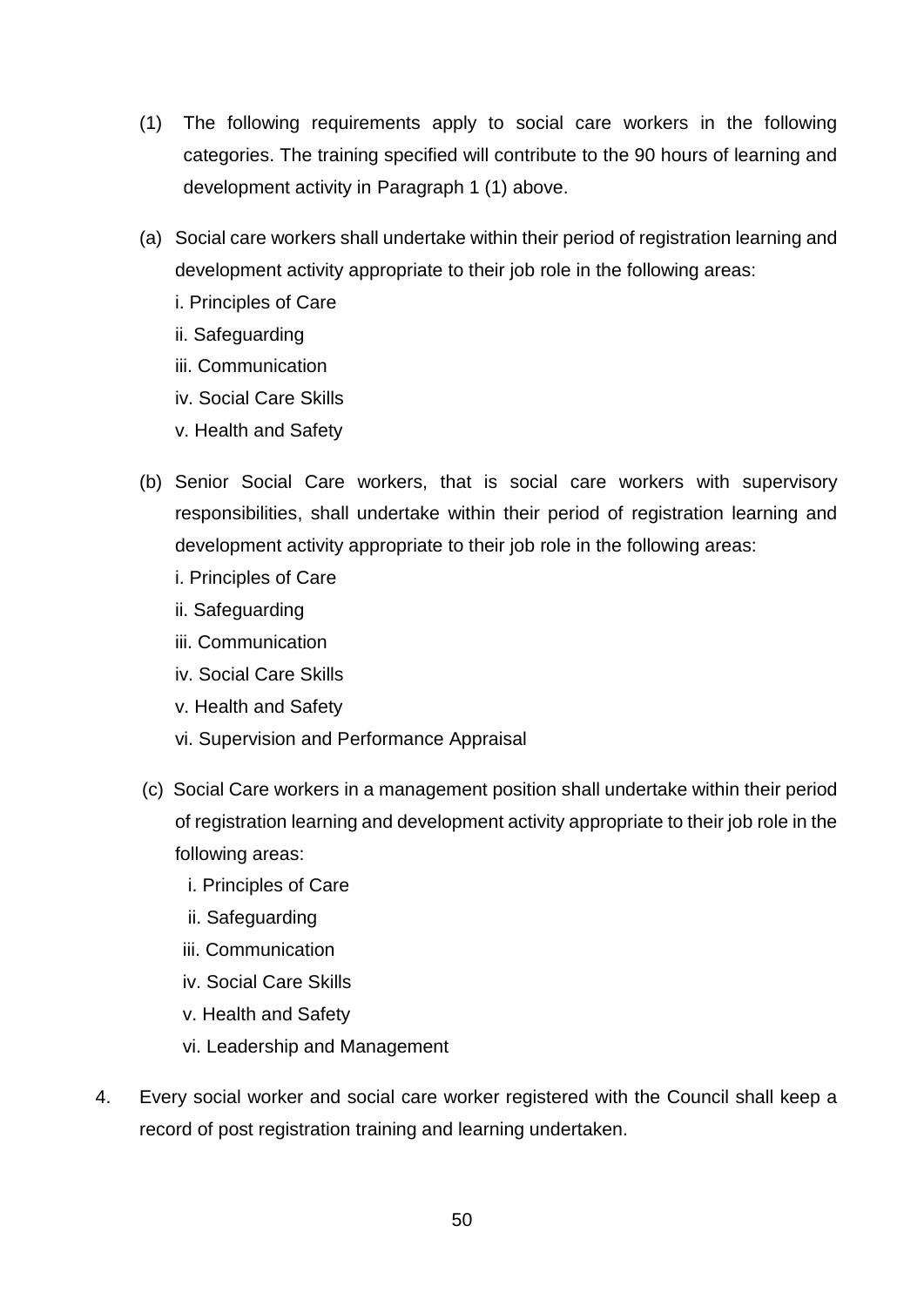(1) The following requirements apply to social care workers in the following categories. The training specified will contribute to the 90 hours of learning and development activity in Paragraph 1 (1) above.

(a) Social care workers shall undertake within their period of registration learning and development activity appropriate to their job role in the following areas:

   i. Principles of Care
   ii. Safeguarding
   iii. Communication
   iv. Social Care Skills
   v. Health and Safety

(b) Senior Social Care workers, that is social care workers with supervisory responsibilities, shall undertake within their period of registration learning and development activity appropriate to their job role in the following areas:

   i. Principles of Care
   ii. Safeguarding
   iii. Communication
   iv. Social Care Skills
   v. Health and Safety
   vi. Supervision and Performance Appraisal

(c) Social Care workers in a management position shall undertake within their period of registration learning and development activity appropriate to their job role in the following areas:

   i. Principles of Care
   ii. Safeguarding
   iii. Communication
   iv. Social Care Skills
   v. Health and Safety
   vi. Leadership and Management

4. Every social worker and social care worker registered with the Council shall keep a record of post registration training and learning undertaken.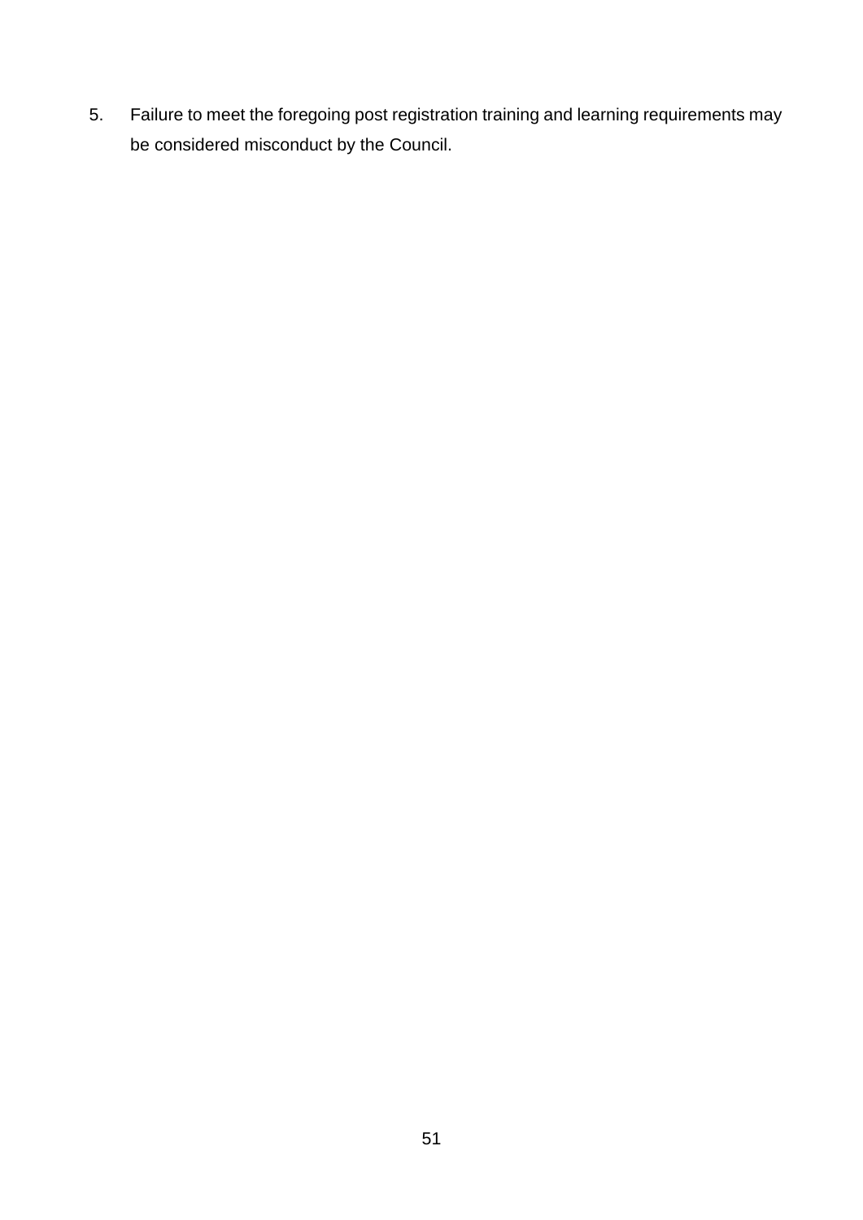5. Failure to meet the foregoing post registration training and learning requirements may be considered misconduct by the Council.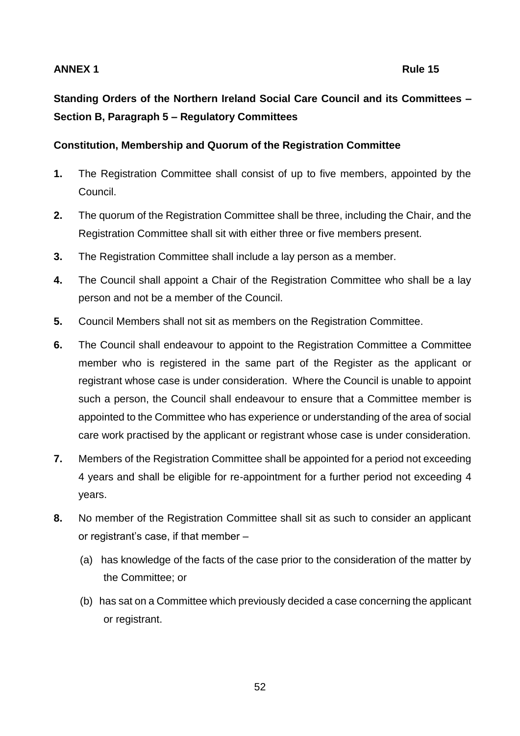**ANNEX 1** **Rule 15**

**Standing Orders of the Northern Ireland Social Care Council and its Committees – Section B, Paragraph 5 – Regulatory Committees**

**Constitution, Membership and Quorum of the Registration Committee**

**1.** The Registration Committee shall consist of up to five members, appointed by the Council.

**2.** The quorum of the Registration Committee shall be three, including the Chair, and the Registration Committee shall sit with either three or five members present.

**3.** The Registration Committee shall include a lay person as a member.

**4.** The Council shall appoint a Chair of the Registration Committee who shall be a lay person and not be a member of the Council.

**5.** Council Members shall not sit as members on the Registration Committee.

**6.** The Council shall endeavour to appoint to the Registration Committee a Committee member who is registered in the same part of the Register as the applicant or registrant whose case is under consideration. Where the Council is unable to appoint such a person, the Council shall endeavour to ensure that a Committee member is appointed to the Committee who has experience or understanding of the area of social care work practised by the applicant or registrant whose case is under consideration.

**7.** Members of the Registration Committee shall be appointed for a period not exceeding 4 years and shall be eligible for re-appointment for a further period not exceeding 4 years.

**8.** No member of the Registration Committee shall sit as such to consider an applicant or registrant's case, if that member –

(a) has knowledge of the facts of the case prior to the consideration of the matter by the Committee; or

(b) has sat on a Committee which previously decided a case concerning the applicant or registrant.